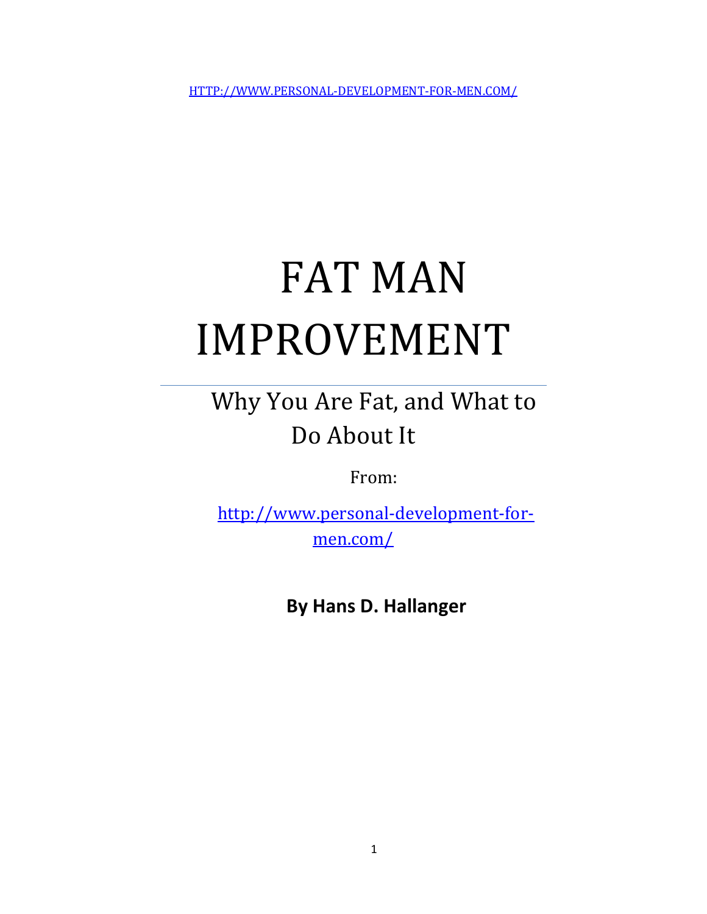HTTP://WWW.PERSONAL-DEVELOPMENT-FOR-MEN.COM/

# FAT MAN IMPROVEMENT

## Why You Are Fat, and What to Do About It

From:

http://www.personal-development-for-men.com/

**By Hans D. Hallanger**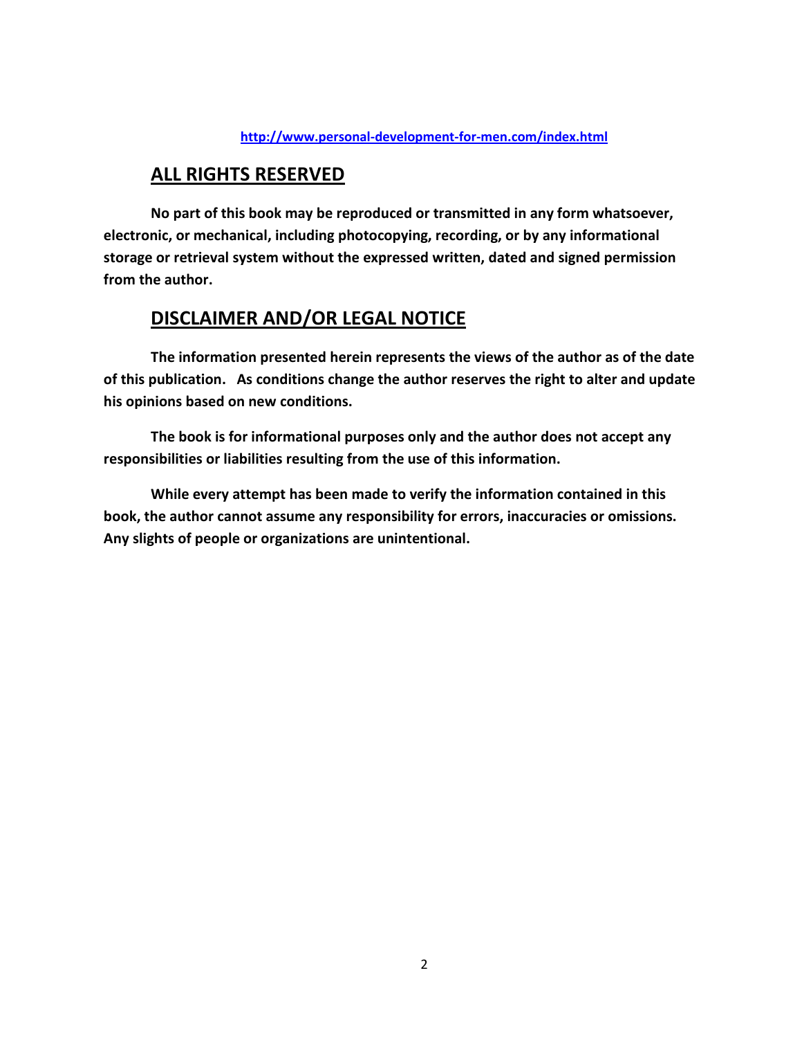[http://www.personal-development-for-men.com/index.html](http://www.personal-development-for-men.com/index.html)

## ALL RIGHTS RESERVED

**No part of this book may be reproduced or transmitted in any form whatsoever, electronic, or mechanical, including photocopying, recording, or by any informational storage or retrieval system without the expressed written, dated and signed permission from the author.**

## DISCLAIMER AND/OR LEGAL NOTICE

**The information presented herein represents the views of the author as of the date of this publication. As conditions change the author reserves the right to alter and update his opinions based on new conditions.**

**The book is for informational purposes only and the author does not accept any responsibilities or liabilities resulting from the use of this information.**

**While every attempt has been made to verify the information contained in this book, the author cannot assume any responsibility for errors, inaccuracies or omissions. Any slights of people or organizations are unintentional.**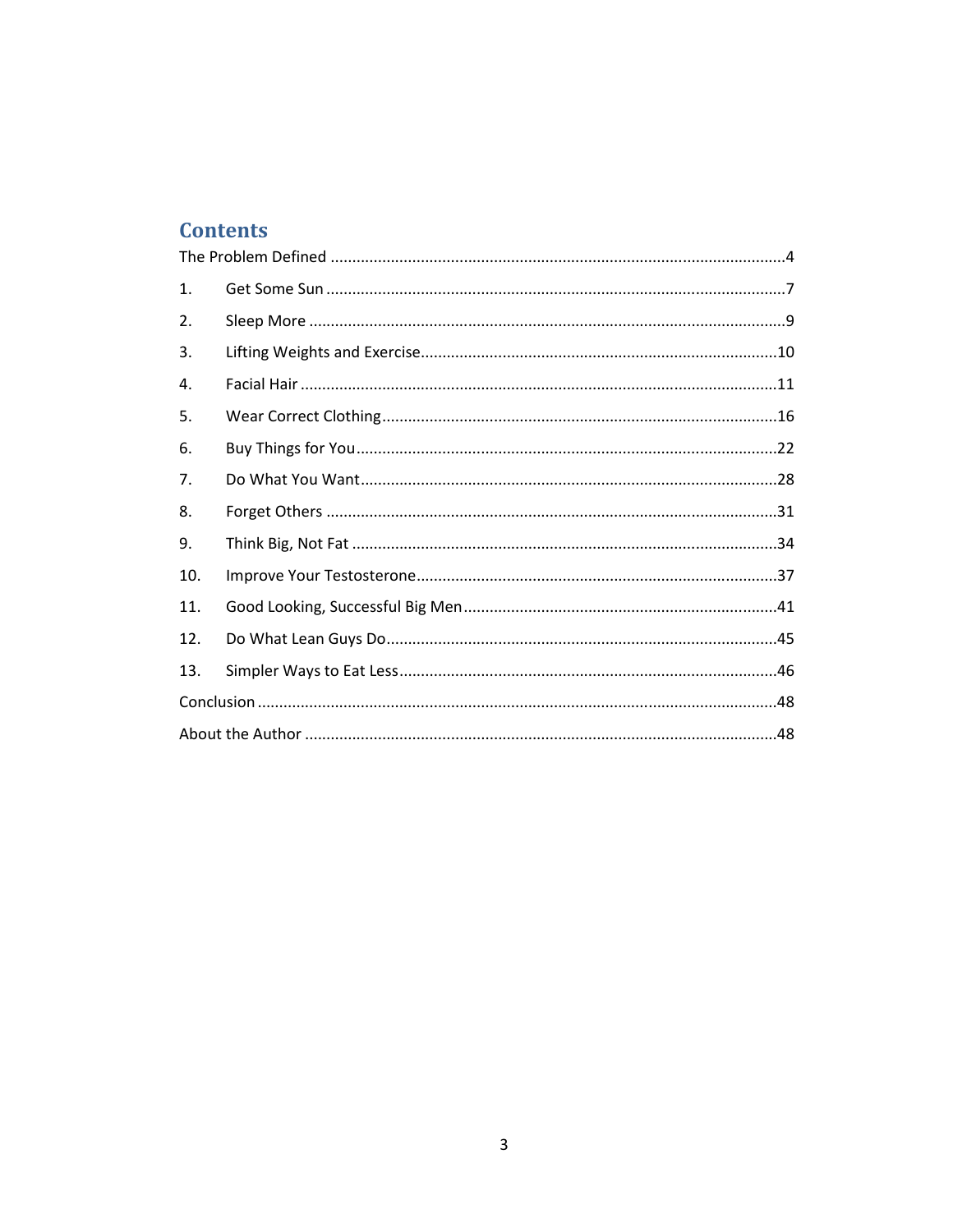## Contents

The Problem Defined ....................................................................................................4

1. Get Some Sun ....................................................................................................7
2. Sleep More ....................................................................................................9
3. Lifting Weights and Exercise....................................................................................................10
4. Facial Hair ....................................................................................................11
5. Wear Correct Clothing....................................................................................................16
6. Buy Things for You....................................................................................................22
7. Do What You Want....................................................................................................28
8. Forget Others ....................................................................................................31
9. Think Big, Not Fat ....................................................................................................34
10. Improve Your Testosterone....................................................................................................37
11. Good Looking, Successful Big Men....................................................................................................41
12. Do What Lean Guys Do....................................................................................................45
13. Simpler Ways to Eat Less....................................................................................................46

Conclusion ....................................................................................................48

About the Author ....................................................................................................48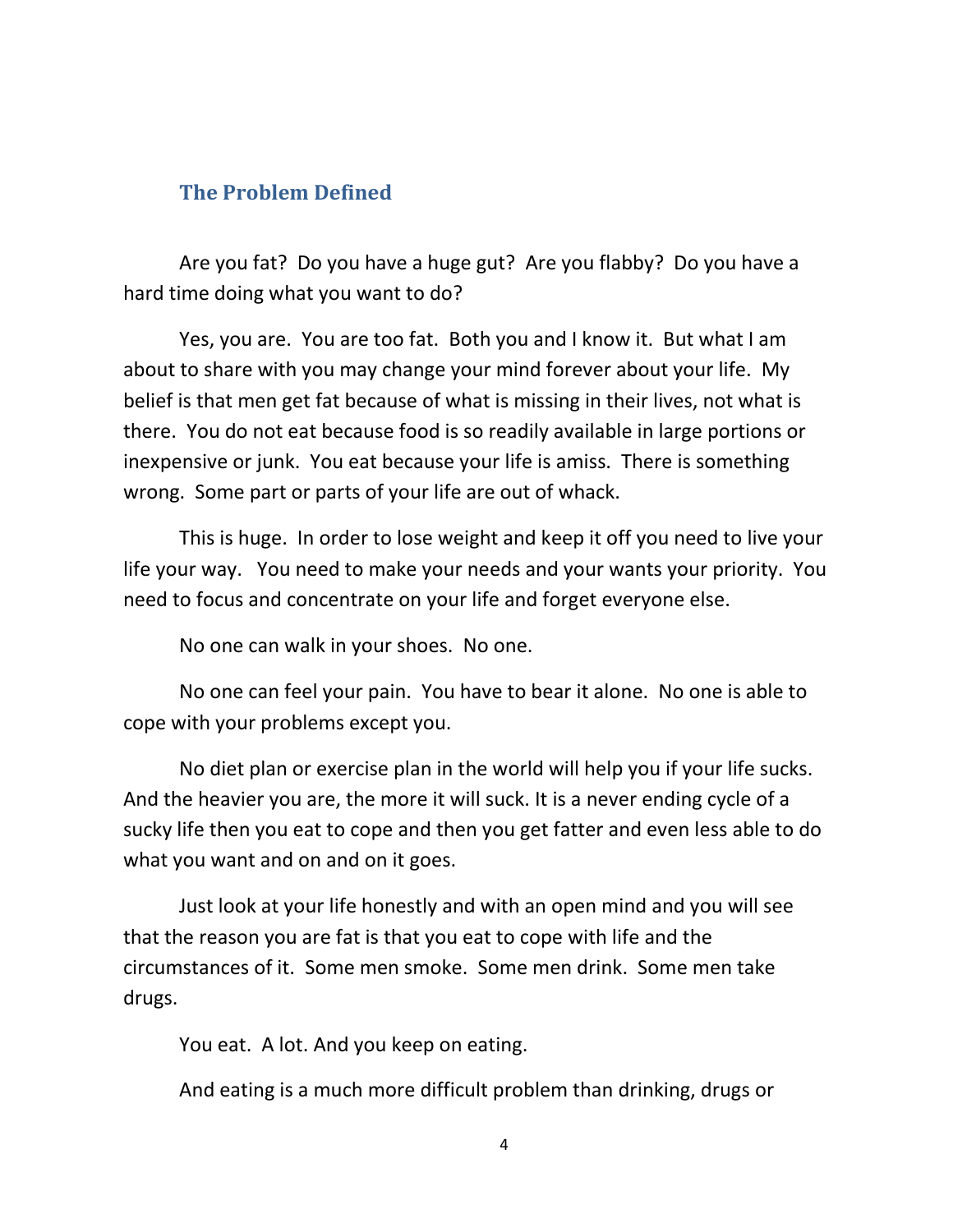## The Problem Defined

Are you fat? Do you have a huge gut? Are you flabby? Do you have a hard time doing what you want to do?

Yes, you are. You are too fat. Both you and I know it. But what I am about to share with you may change your mind forever about your life. My belief is that men get fat because of what is missing in their lives, not what is there. You do not eat because food is so readily available in large portions or inexpensive or junk. You eat because your life is amiss. There is something wrong. Some part or parts of your life are out of whack.

This is huge. In order to lose weight and keep it off you need to live your life your way. You need to make your needs and your wants your priority. You need to focus and concentrate on your life and forget everyone else.

No one can walk in your shoes. No one.

No one can feel your pain. You have to bear it alone. No one is able to cope with your problems except you.

No diet plan or exercise plan in the world will help you if your life sucks. And the heavier you are, the more it will suck. It is a never ending cycle of a sucky life then you eat to cope and then you get fatter and even less able to do what you want and on and on it goes.

Just look at your life honestly and with an open mind and you will see that the reason you are fat is that you eat to cope with life and the circumstances of it. Some men smoke. Some men drink. Some men take drugs.

You eat. A lot. And you keep on eating.

And eating is a much more difficult problem than drinking, drugs or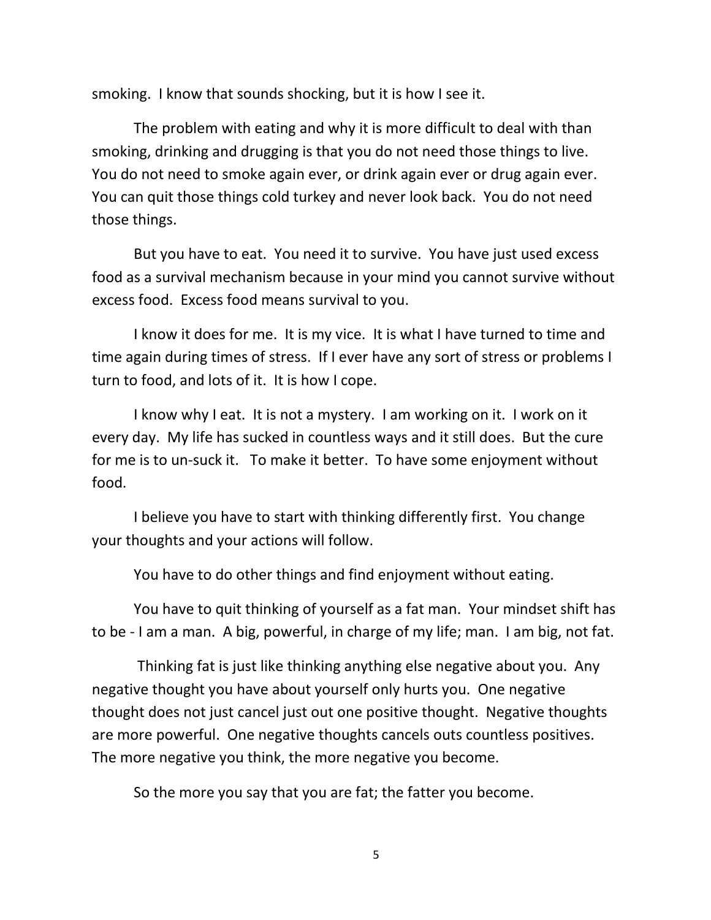smoking. I know that sounds shocking, but it is how I see it.

The problem with eating and why it is more difficult to deal with than smoking, drinking and drugging is that you do not need those things to live. You do not need to smoke again ever, or drink again ever or drug again ever. You can quit those things cold turkey and never look back. You do not need those things.

But you have to eat. You need it to survive. You have just used excess food as a survival mechanism because in your mind you cannot survive without excess food. Excess food means survival to you.

I know it does for me. It is my vice. It is what I have turned to time and time again during times of stress. If I ever have any sort of stress or problems I turn to food, and lots of it. It is how I cope.

I know why I eat. It is not a mystery. I am working on it. I work on it every day. My life has sucked in countless ways and it still does. But the cure for me is to un-suck it. To make it better. To have some enjoyment without food.

I believe you have to start with thinking differently first. You change your thoughts and your actions will follow.

You have to do other things and find enjoyment without eating.

You have to quit thinking of yourself as a fat man. Your mindset shift has to be - I am a man. A big, powerful, in charge of my life; man. I am big, not fat.

Thinking fat is just like thinking anything else negative about you. Any negative thought you have about yourself only hurts you. One negative thought does not just cancel just out one positive thought. Negative thoughts are more powerful. One negative thoughts cancels outs countless positives. The more negative you think, the more negative you become.

So the more you say that you are fat; the fatter you become.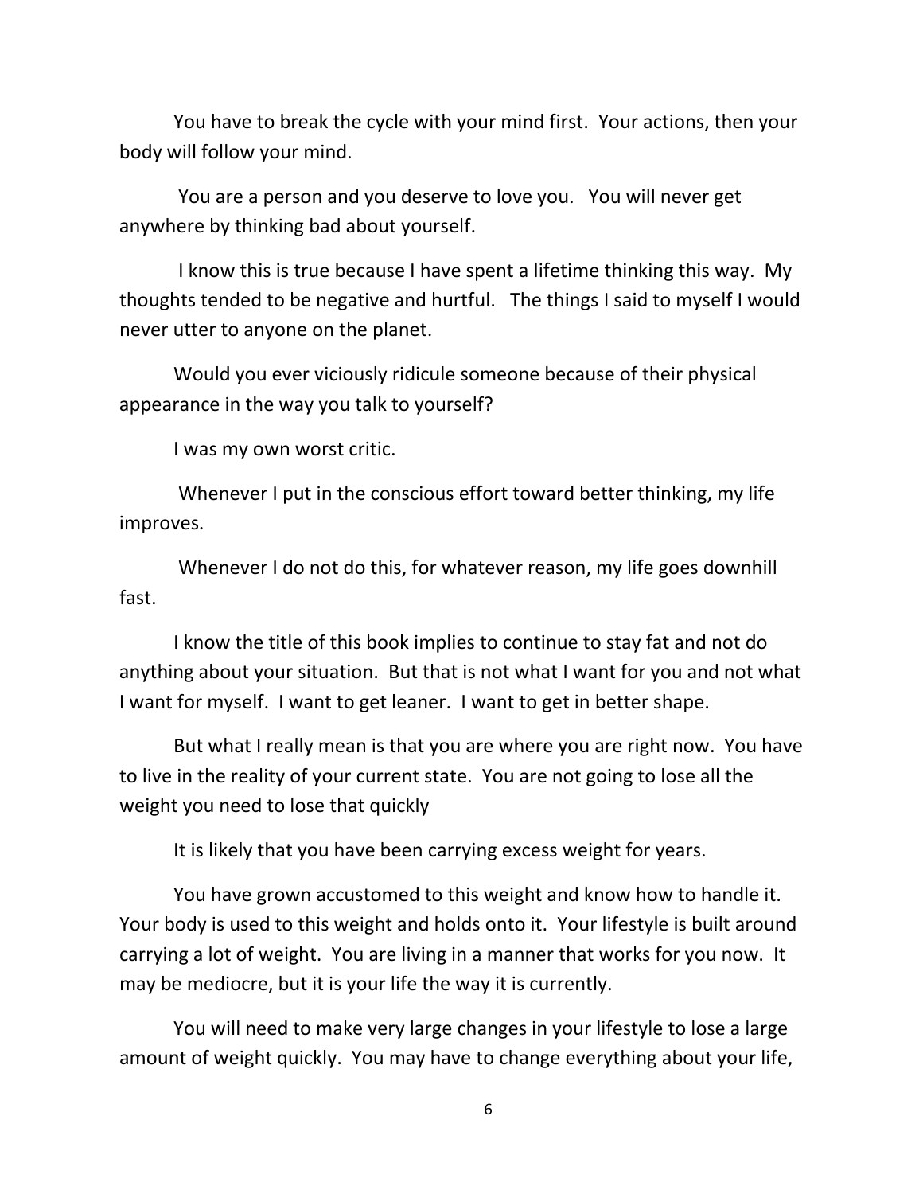You have to break the cycle with your mind first. Your actions, then your body will follow your mind.

You are a person and you deserve to love you. You will never get anywhere by thinking bad about yourself.

I know this is true because I have spent a lifetime thinking this way. My thoughts tended to be negative and hurtful. The things I said to myself I would never utter to anyone on the planet.

Would you ever viciously ridicule someone because of their physical appearance in the way you talk to yourself?

I was my own worst critic.

Whenever I put in the conscious effort toward better thinking, my life improves.

Whenever I do not do this, for whatever reason, my life goes downhill fast.

I know the title of this book implies to continue to stay fat and not do anything about your situation. But that is not what I want for you and not what I want for myself. I want to get leaner. I want to get in better shape.

But what I really mean is that you are where you are right now. You have to live in the reality of your current state. You are not going to lose all the weight you need to lose that quickly

It is likely that you have been carrying excess weight for years.

You have grown accustomed to this weight and know how to handle it. Your body is used to this weight and holds onto it. Your lifestyle is built around carrying a lot of weight. You are living in a manner that works for you now. It may be mediocre, but it is your life the way it is currently.

You will need to make very large changes in your lifestyle to lose a large amount of weight quickly. You may have to change everything about your life,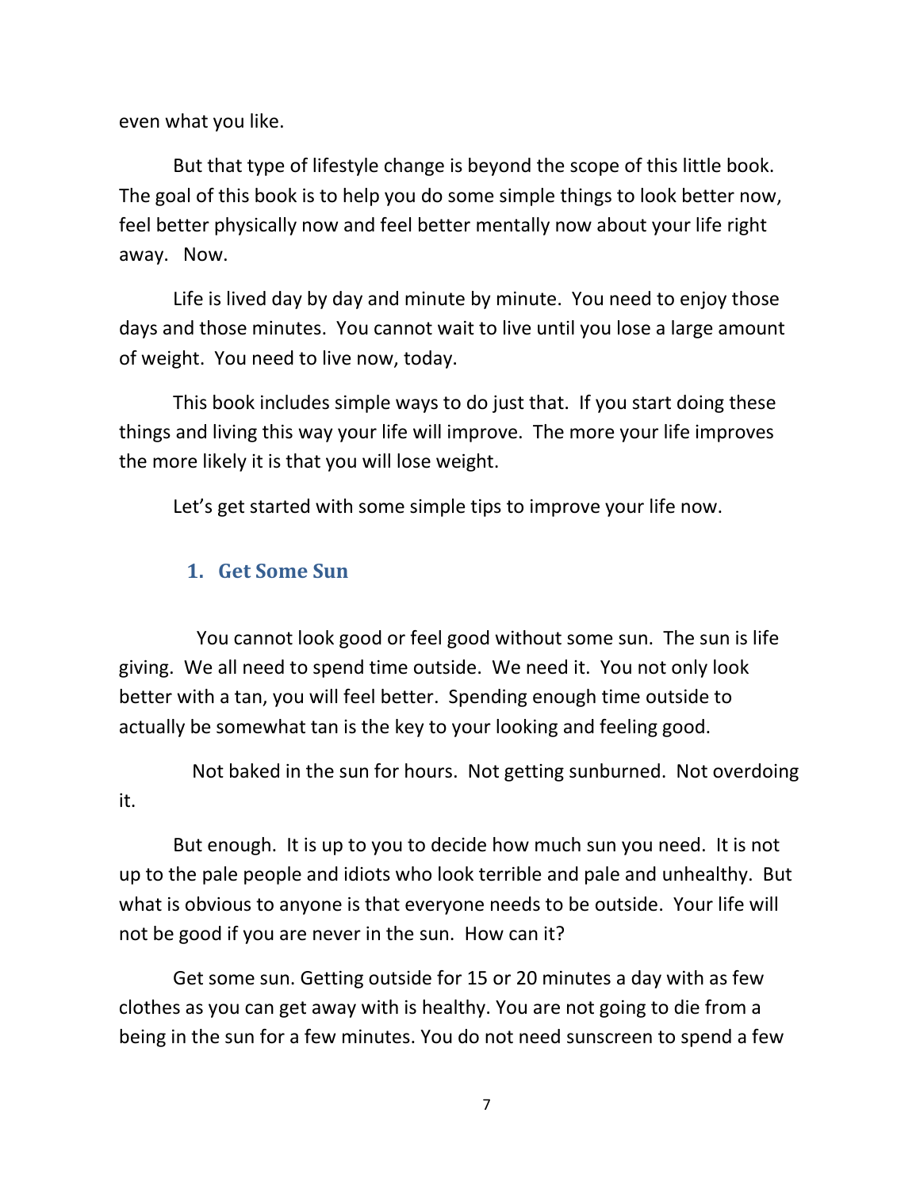even what you like.

But that type of lifestyle change is beyond the scope of this little book. The goal of this book is to help you do some simple things to look better now, feel better physically now and feel better mentally now about your life right away. Now.

Life is lived day by day and minute by minute. You need to enjoy those days and those minutes. You cannot wait to live until you lose a large amount of weight. You need to live now, today.

This book includes simple ways to do just that. If you start doing these things and living this way your life will improve. The more your life improves the more likely it is that you will lose weight.

Let's get started with some simple tips to improve your life now.

## 1. Get Some Sun

You cannot look good or feel good without some sun. The sun is life giving. We all need to spend time outside. We need it. You not only look better with a tan, you will feel better. Spending enough time outside to actually be somewhat tan is the key to your looking and feeling good.

Not baked in the sun for hours. Not getting sunburned. Not overdoing it.

But enough. It is up to you to decide how much sun you need. It is not up to the pale people and idiots who look terrible and pale and unhealthy. But what is obvious to anyone is that everyone needs to be outside. Your life will not be good if you are never in the sun. How can it?

Get some sun. Getting outside for 15 or 20 minutes a day with as few clothes as you can get away with is healthy. You are not going to die from a being in the sun for a few minutes. You do not need sunscreen to spend a few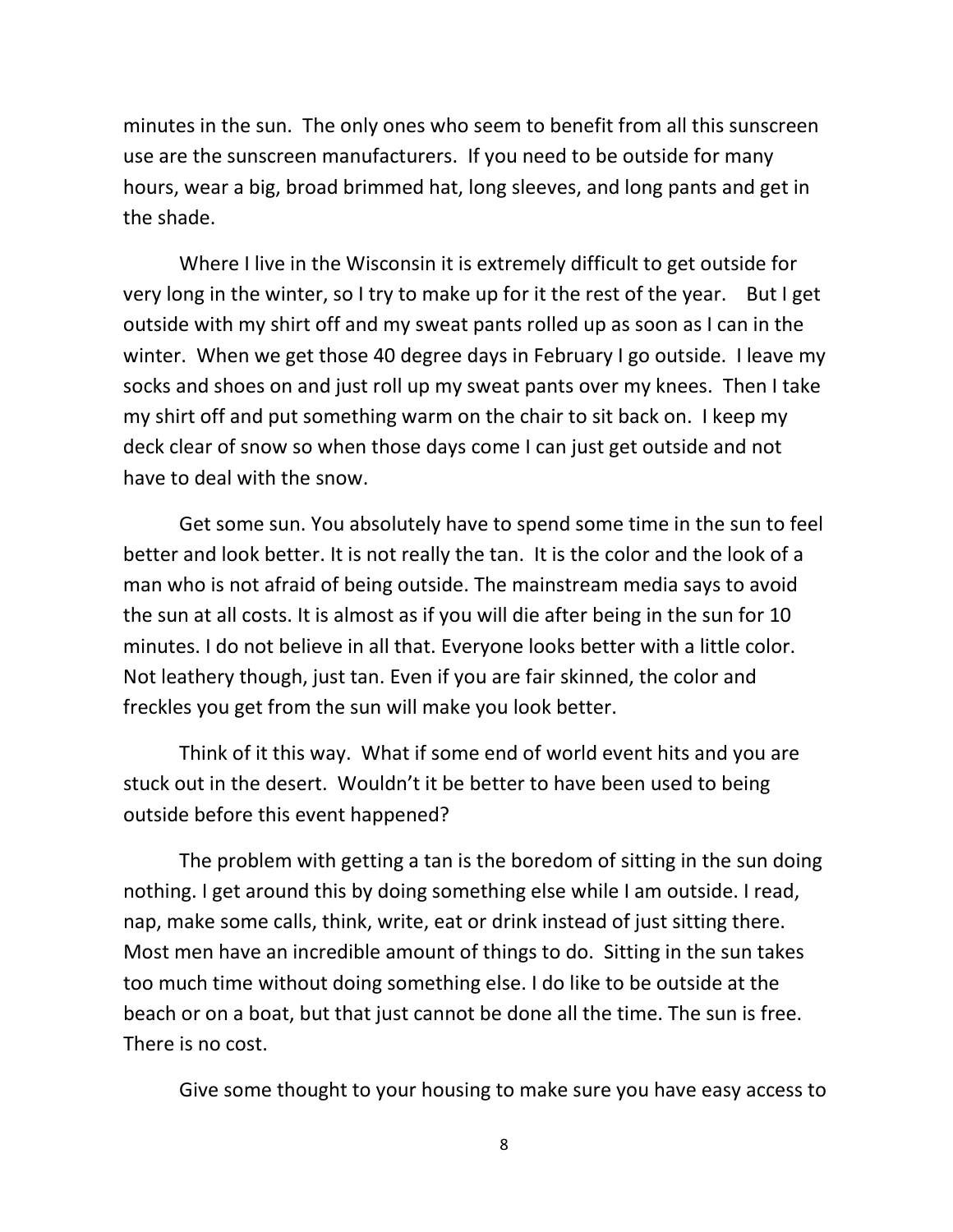minutes in the sun. The only ones who seem to benefit from all this sunscreen use are the sunscreen manufacturers. If you need to be outside for many hours, wear a big, broad brimmed hat, long sleeves, and long pants and get in the shade.

Where I live in the Wisconsin it is extremely difficult to get outside for very long in the winter, so I try to make up for it the rest of the year. But I get outside with my shirt off and my sweat pants rolled up as soon as I can in the winter. When we get those 40 degree days in February I go outside. I leave my socks and shoes on and just roll up my sweat pants over my knees. Then I take my shirt off and put something warm on the chair to sit back on. I keep my deck clear of snow so when those days come I can just get outside and not have to deal with the snow.

Get some sun. You absolutely have to spend some time in the sun to feel better and look better. It is not really the tan. It is the color and the look of a man who is not afraid of being outside. The mainstream media says to avoid the sun at all costs. It is almost as if you will die after being in the sun for 10 minutes. I do not believe in all that. Everyone looks better with a little color. Not leathery though, just tan. Even if you are fair skinned, the color and freckles you get from the sun will make you look better.

Think of it this way. What if some end of world event hits and you are stuck out in the desert. Wouldn't it be better to have been used to being outside before this event happened?

The problem with getting a tan is the boredom of sitting in the sun doing nothing. I get around this by doing something else while I am outside. I read, nap, make some calls, think, write, eat or drink instead of just sitting there. Most men have an incredible amount of things to do. Sitting in the sun takes too much time without doing something else. I do like to be outside at the beach or on a boat, but that just cannot be done all the time. The sun is free. There is no cost.

Give some thought to your housing to make sure you have easy access to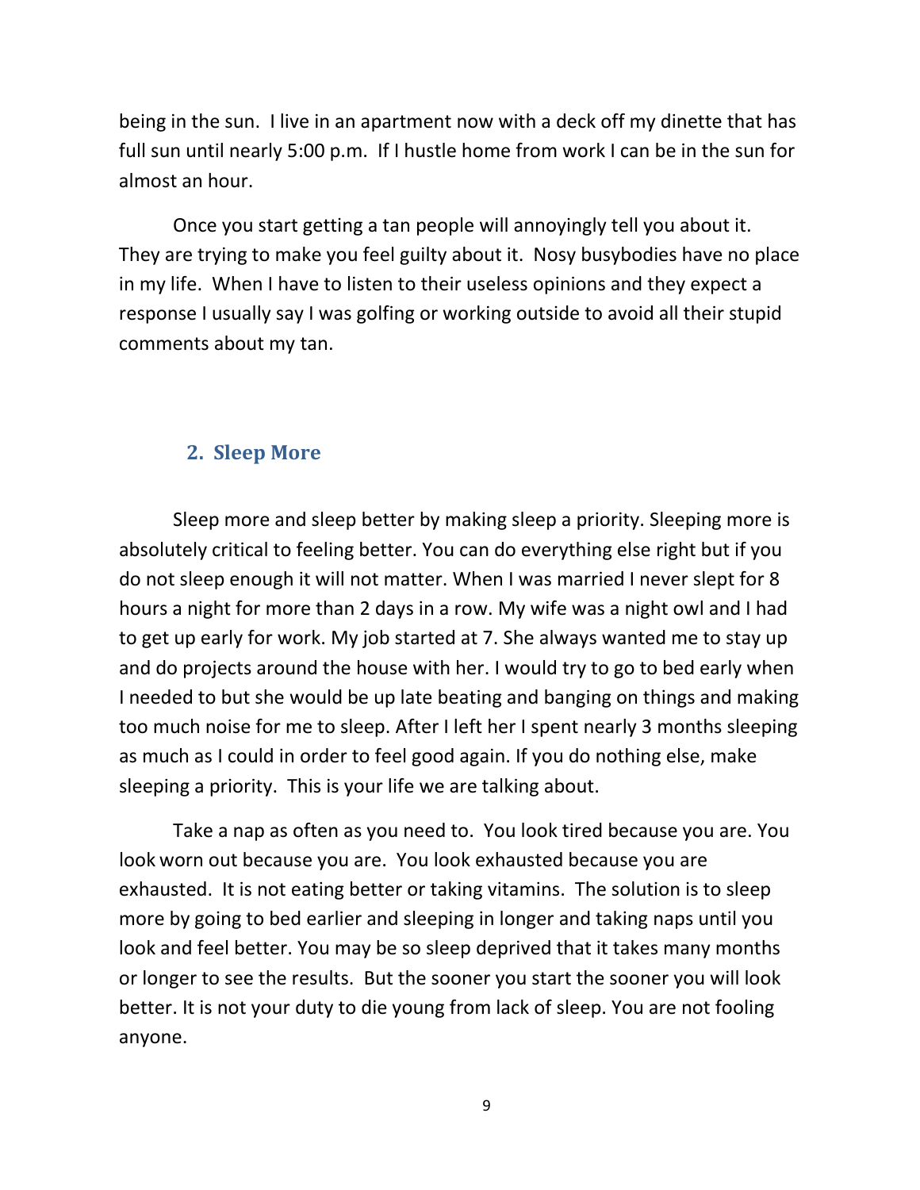being in the sun. I live in an apartment now with a deck off my dinette that has full sun until nearly 5:00 p.m. If I hustle home from work I can be in the sun for almost an hour.

Once you start getting a tan people will annoyingly tell you about it. They are trying to make you feel guilty about it. Nosy busybodies have no place in my life. When I have to listen to their useless opinions and they expect a response I usually say I was golfing or working outside to avoid all their stupid comments about my tan.

## 2. Sleep More

Sleep more and sleep better by making sleep a priority. Sleeping more is absolutely critical to feeling better. You can do everything else right but if you do not sleep enough it will not matter. When I was married I never slept for 8 hours a night for more than 2 days in a row. My wife was a night owl and I had to get up early for work. My job started at 7. She always wanted me to stay up and do projects around the house with her. I would try to go to bed early when I needed to but she would be up late beating and banging on things and making too much noise for me to sleep. After I left her I spent nearly 3 months sleeping as much as I could in order to feel good again. If you do nothing else, make sleeping a priority. This is your life we are talking about.

Take a nap as often as you need to. You look tired because you are. You look worn out because you are. You look exhausted because you are exhausted. It is not eating better or taking vitamins. The solution is to sleep more by going to bed earlier and sleeping in longer and taking naps until you look and feel better. You may be so sleep deprived that it takes many months or longer to see the results. But the sooner you start the sooner you will look better. It is not your duty to die young from lack of sleep. You are not fooling anyone.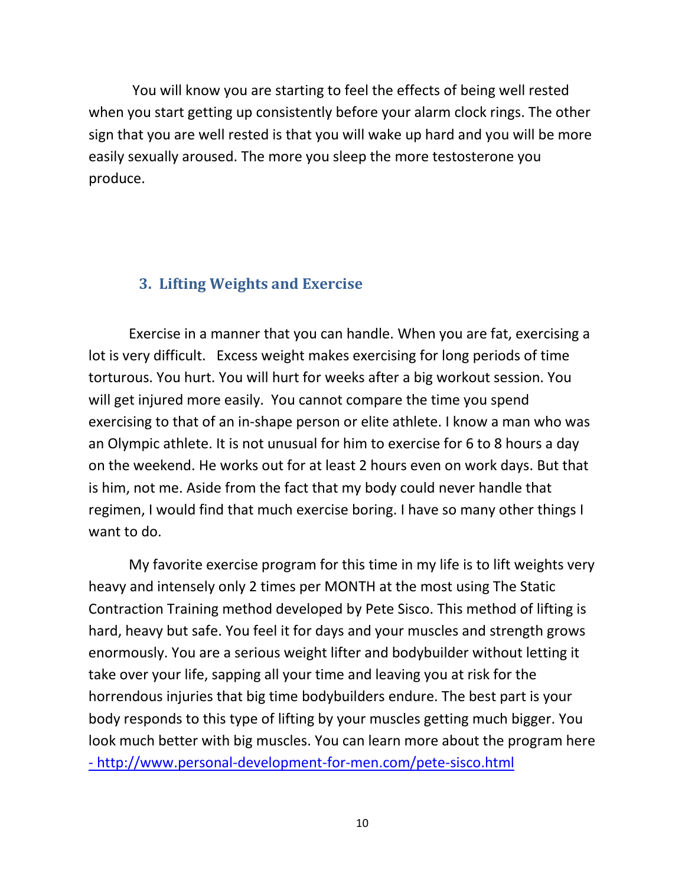You will know you are starting to feel the effects of being well rested when you start getting up consistently before your alarm clock rings. The other sign that you are well rested is that you will wake up hard and you will be more easily sexually aroused. The more you sleep the more testosterone you produce.

## 3. Lifting Weights and Exercise

Exercise in a manner that you can handle. When you are fat, exercising a lot is very difficult. Excess weight makes exercising for long periods of time torturous. You hurt. You will hurt for weeks after a big workout session. You will get injured more easily. You cannot compare the time you spend exercising to that of an in-shape person or elite athlete. I know a man who was an Olympic athlete. It is not unusual for him to exercise for 6 to 8 hours a day on the weekend. He works out for at least 2 hours even on work days. But that is him, not me. Aside from the fact that my body could never handle that regimen, I would find that much exercise boring. I have so many other things I want to do.

My favorite exercise program for this time in my life is to lift weights very heavy and intensely only 2 times per MONTH at the most using The Static Contraction Training method developed by Pete Sisco. This method of lifting is hard, heavy but safe. You feel it for days and your muscles and strength grows enormously. You are a serious weight lifter and bodybuilder without letting it take over your life, sapping all your time and leaving you at risk for the horrendous injuries that big time bodybuilders endure. The best part is your body responds to this type of lifting by your muscles getting much bigger. You look much better with big muscles. You can learn more about the program here - http://www.personal-development-for-men.com/pete-sisco.html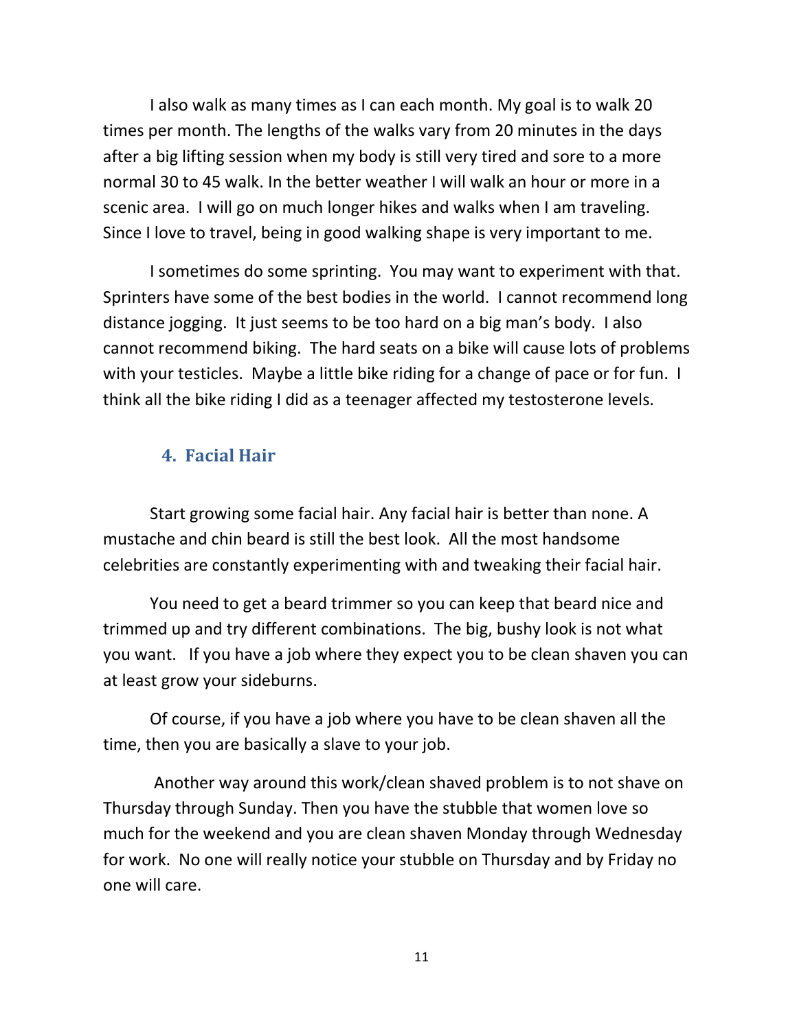I also walk as many times as I can each month. My goal is to walk 20 times per month. The lengths of the walks vary from 20 minutes in the days after a big lifting session when my body is still very tired and sore to a more normal 30 to 45 walk. In the better weather I will walk an hour or more in a scenic area. I will go on much longer hikes and walks when I am traveling. Since I love to travel, being in good walking shape is very important to me.

I sometimes do some sprinting. You may want to experiment with that. Sprinters have some of the best bodies in the world. I cannot recommend long distance jogging. It just seems to be too hard on a big man's body. I also cannot recommend biking. The hard seats on a bike will cause lots of problems with your testicles. Maybe a little bike riding for a change of pace or for fun. I think all the bike riding I did as a teenager affected my testosterone levels.

## 4. Facial Hair

Start growing some facial hair. Any facial hair is better than none. A mustache and chin beard is still the best look. All the most handsome celebrities are constantly experimenting with and tweaking their facial hair.

You need to get a beard trimmer so you can keep that beard nice and trimmed up and try different combinations. The big, bushy look is not what you want. If you have a job where they expect you to be clean shaven you can at least grow your sideburns.

Of course, if you have a job where you have to be clean shaven all the time, then you are basically a slave to your job.

Another way around this work/clean shaved problem is to not shave on Thursday through Sunday. Then you have the stubble that women love so much for the weekend and you are clean shaven Monday through Wednesday for work. No one will really notice your stubble on Thursday and by Friday no one will care.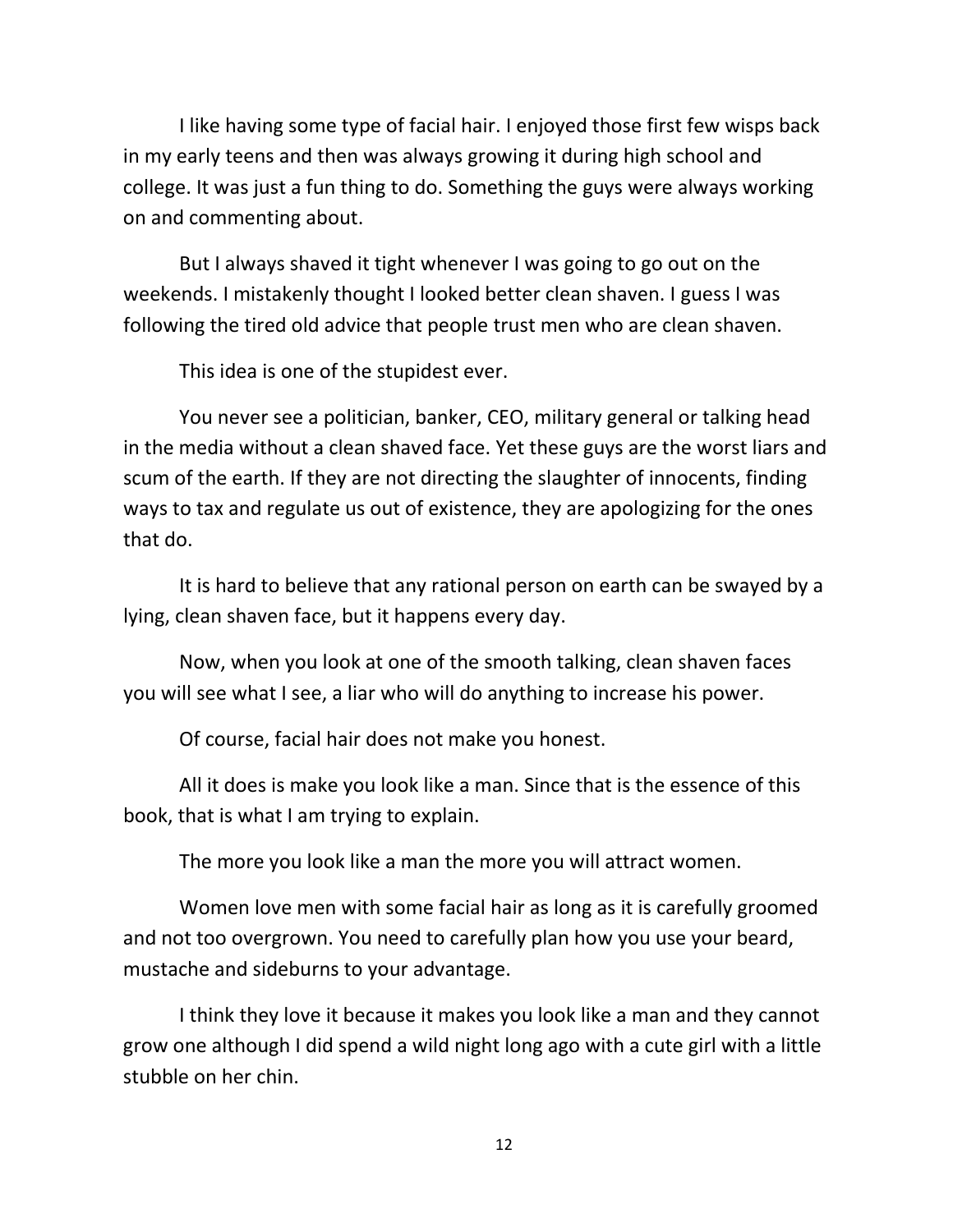I like having some type of facial hair. I enjoyed those first few wisps back in my early teens and then was always growing it during high school and college. It was just a fun thing to do. Something the guys were always working on and commenting about.

But I always shaved it tight whenever I was going to go out on the weekends. I mistakenly thought I looked better clean shaven. I guess I was following the tired old advice that people trust men who are clean shaven.

This idea is one of the stupidest ever.

You never see a politician, banker, CEO, military general or talking head in the media without a clean shaved face. Yet these guys are the worst liars and scum of the earth. If they are not directing the slaughter of innocents, finding ways to tax and regulate us out of existence, they are apologizing for the ones that do.

It is hard to believe that any rational person on earth can be swayed by a lying, clean shaven face, but it happens every day.

Now, when you look at one of the smooth talking, clean shaven faces you will see what I see, a liar who will do anything to increase his power.

Of course, facial hair does not make you honest.

All it does is make you look like a man. Since that is the essence of this book, that is what I am trying to explain.

The more you look like a man the more you will attract women.

Women love men with some facial hair as long as it is carefully groomed and not too overgrown. You need to carefully plan how you use your beard, mustache and sideburns to your advantage.

I think they love it because it makes you look like a man and they cannot grow one although I did spend a wild night long ago with a cute girl with a little stubble on her chin.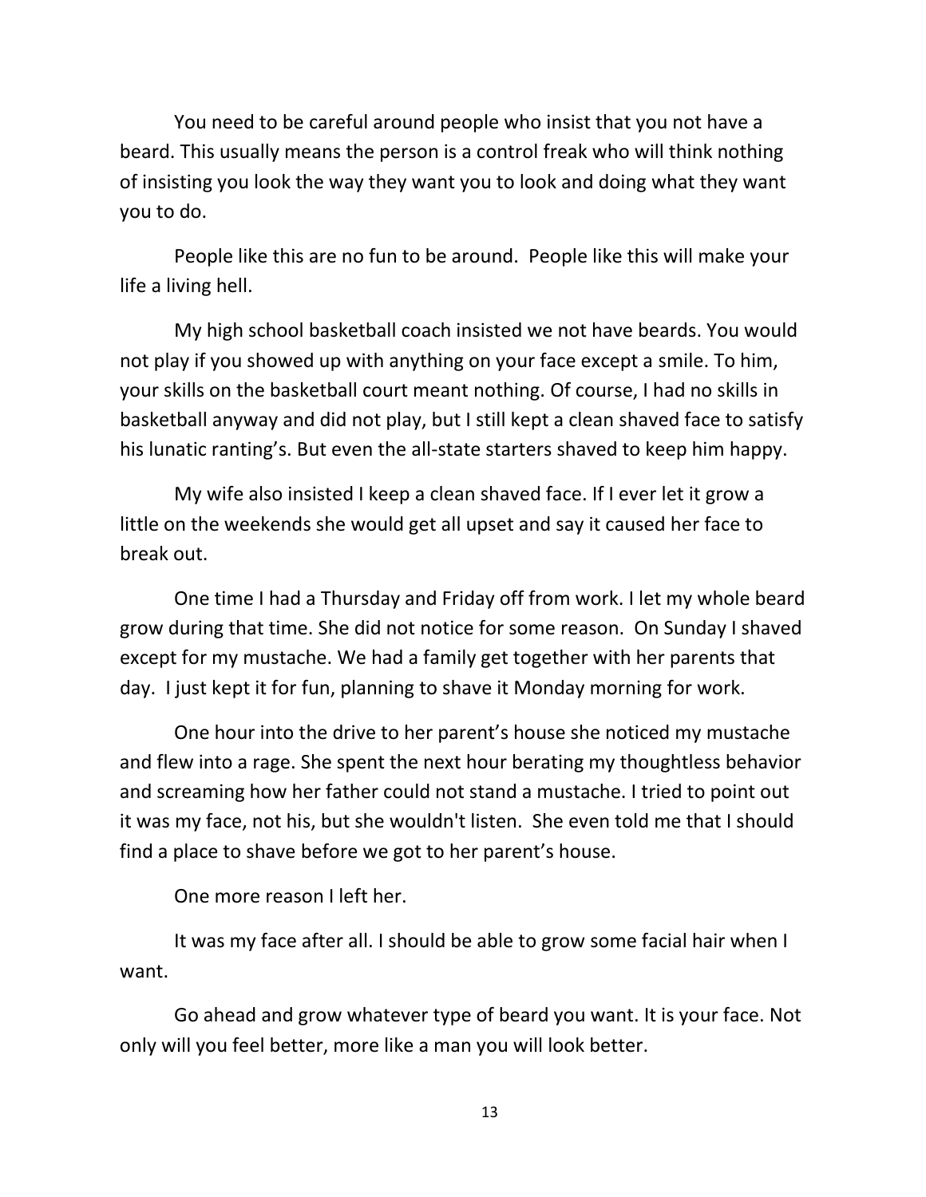You need to be careful around people who insist that you not have a beard. This usually means the person is a control freak who will think nothing of insisting you look the way they want you to look and doing what they want you to do.

People like this are no fun to be around. People like this will make your life a living hell.

My high school basketball coach insisted we not have beards. You would not play if you showed up with anything on your face except a smile. To him, your skills on the basketball court meant nothing. Of course, I had no skills in basketball anyway and did not play, but I still kept a clean shaved face to satisfy his lunatic ranting's. But even the all-state starters shaved to keep him happy.

My wife also insisted I keep a clean shaved face. If I ever let it grow a little on the weekends she would get all upset and say it caused her face to break out.

One time I had a Thursday and Friday off from work. I let my whole beard grow during that time. She did not notice for some reason. On Sunday I shaved except for my mustache. We had a family get together with her parents that day. I just kept it for fun, planning to shave it Monday morning for work.

One hour into the drive to her parent's house she noticed my mustache and flew into a rage. She spent the next hour berating my thoughtless behavior and screaming how her father could not stand a mustache. I tried to point out it was my face, not his, but she wouldn't listen. She even told me that I should find a place to shave before we got to her parent's house.

One more reason I left her.

It was my face after all. I should be able to grow some facial hair when I want.

Go ahead and grow whatever type of beard you want. It is your face. Not only will you feel better, more like a man you will look better.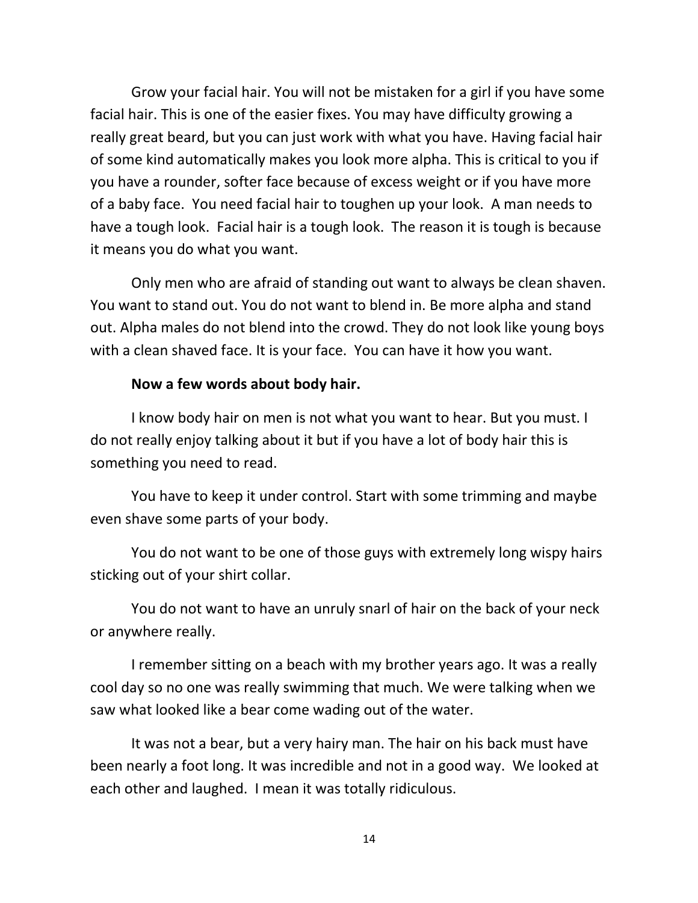Grow your facial hair. You will not be mistaken for a girl if you have some facial hair. This is one of the easier fixes. You may have difficulty growing a really great beard, but you can just work with what you have. Having facial hair of some kind automatically makes you look more alpha. This is critical to you if you have a rounder, softer face because of excess weight or if you have more of a baby face. You need facial hair to toughen up your look. A man needs to have a tough look. Facial hair is a tough look. The reason it is tough is because it means you do what you want.

Only men who are afraid of standing out want to always be clean shaven. You want to stand out. You do not want to blend in. Be more alpha and stand out. Alpha males do not blend into the crowd. They do not look like young boys with a clean shaved face. It is your face. You can have it how you want.

**Now a few words about body hair.**

I know body hair on men is not what you want to hear. But you must. I do not really enjoy talking about it but if you have a lot of body hair this is something you need to read.

You have to keep it under control. Start with some trimming and maybe even shave some parts of your body.

You do not want to be one of those guys with extremely long wispy hairs sticking out of your shirt collar.

You do not want to have an unruly snarl of hair on the back of your neck or anywhere really.

I remember sitting on a beach with my brother years ago. It was a really cool day so no one was really swimming that much. We were talking when we saw what looked like a bear come wading out of the water.

It was not a bear, but a very hairy man. The hair on his back must have been nearly a foot long. It was incredible and not in a good way. We looked at each other and laughed. I mean it was totally ridiculous.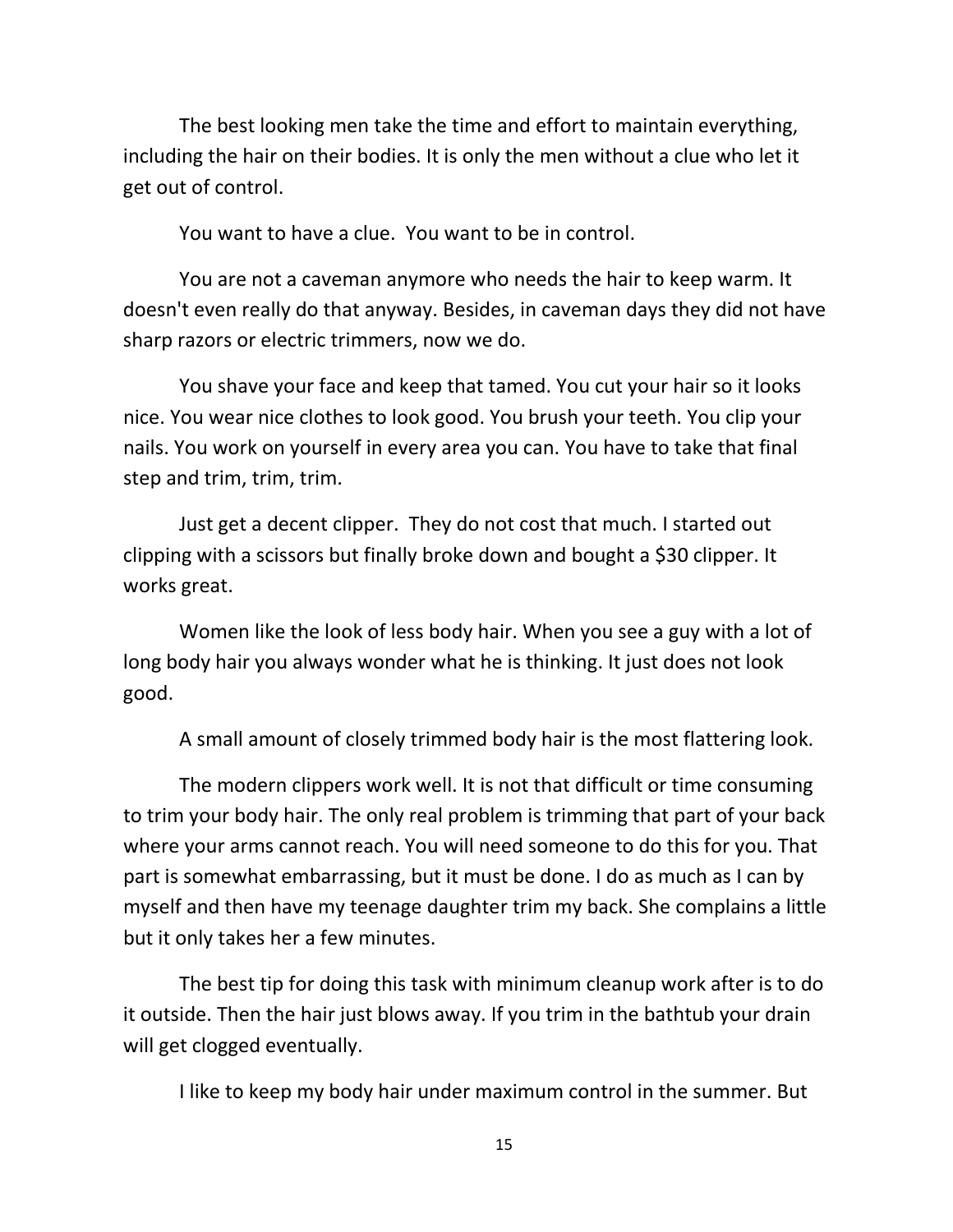The best looking men take the time and effort to maintain everything, including the hair on their bodies. It is only the men without a clue who let it get out of control.

You want to have a clue. You want to be in control.

You are not a caveman anymore who needs the hair to keep warm. It doesn't even really do that anyway. Besides, in caveman days they did not have sharp razors or electric trimmers, now we do.

You shave your face and keep that tamed. You cut your hair so it looks nice. You wear nice clothes to look good. You brush your teeth. You clip your nails. You work on yourself in every area you can. You have to take that final step and trim, trim, trim.

Just get a decent clipper. They do not cost that much. I started out clipping with a scissors but finally broke down and bought a $30 clipper. It works great.

Women like the look of less body hair. When you see a guy with a lot of long body hair you always wonder what he is thinking. It just does not look good.

A small amount of closely trimmed body hair is the most flattering look.

The modern clippers work well. It is not that difficult or time consuming to trim your body hair. The only real problem is trimming that part of your back where your arms cannot reach. You will need someone to do this for you. That part is somewhat embarrassing, but it must be done. I do as much as I can by myself and then have my teenage daughter trim my back. She complains a little but it only takes her a few minutes.

The best tip for doing this task with minimum cleanup work after is to do it outside. Then the hair just blows away. If you trim in the bathtub your drain will get clogged eventually.

I like to keep my body hair under maximum control in the summer. But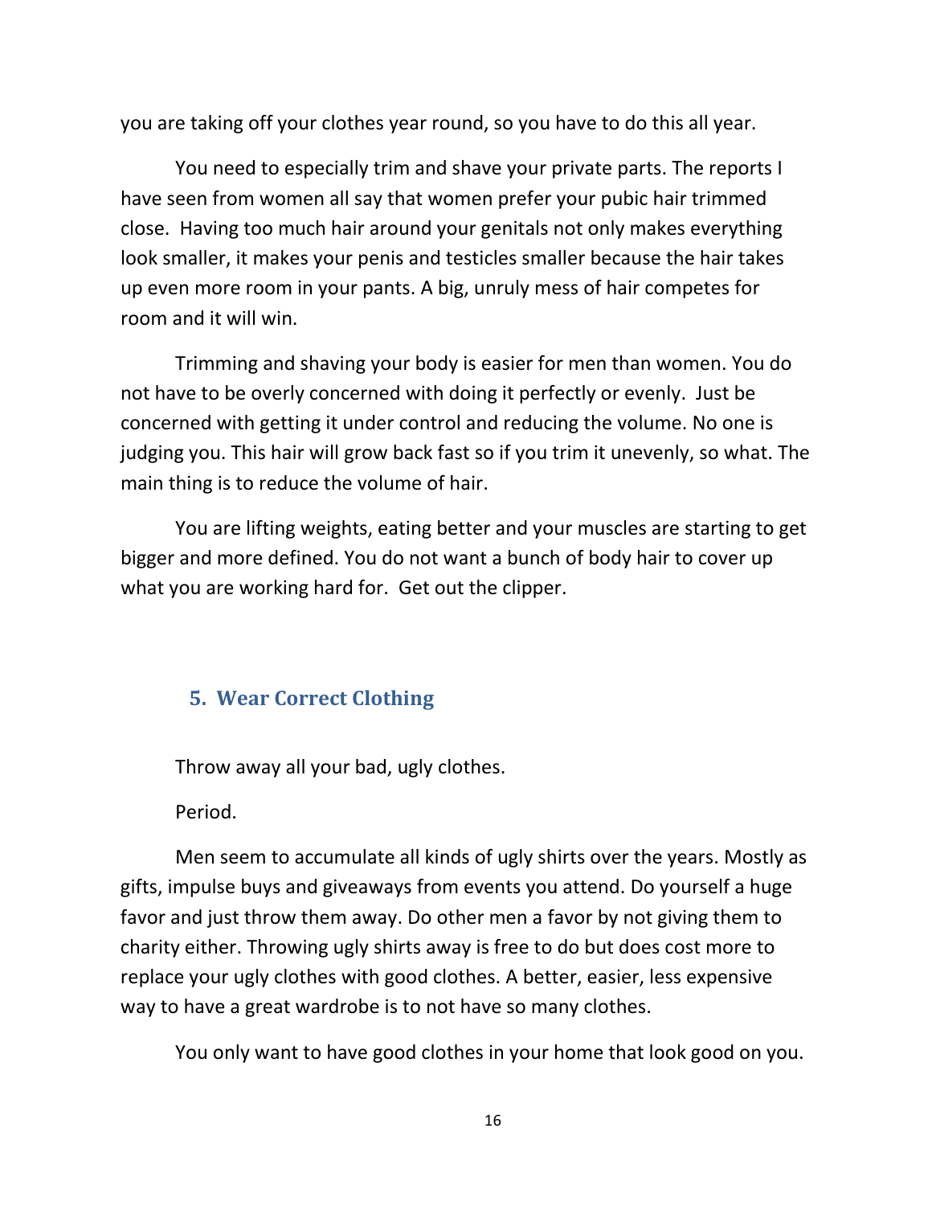you are taking off your clothes year round, so you have to do this all year.

You need to especially trim and shave your private parts. The reports I have seen from women all say that women prefer your pubic hair trimmed close. Having too much hair around your genitals not only makes everything look smaller, it makes your penis and testicles smaller because the hair takes up even more room in your pants. A big, unruly mess of hair competes for room and it will win.

Trimming and shaving your body is easier for men than women. You do not have to be overly concerned with doing it perfectly or evenly. Just be concerned with getting it under control and reducing the volume. No one is judging you. This hair will grow back fast so if you trim it unevenly, so what. The main thing is to reduce the volume of hair.

You are lifting weights, eating better and your muscles are starting to get bigger and more defined. You do not want a bunch of body hair to cover up what you are working hard for. Get out the clipper.

## 5. Wear Correct Clothing

Throw away all your bad, ugly clothes.

Period.

Men seem to accumulate all kinds of ugly shirts over the years. Mostly as gifts, impulse buys and giveaways from events you attend. Do yourself a huge favor and just throw them away. Do other men a favor by not giving them to charity either. Throwing ugly shirts away is free to do but does cost more to replace your ugly clothes with good clothes. A better, easier, less expensive way to have a great wardrobe is to not have so many clothes.

You only want to have good clothes in your home that look good on you.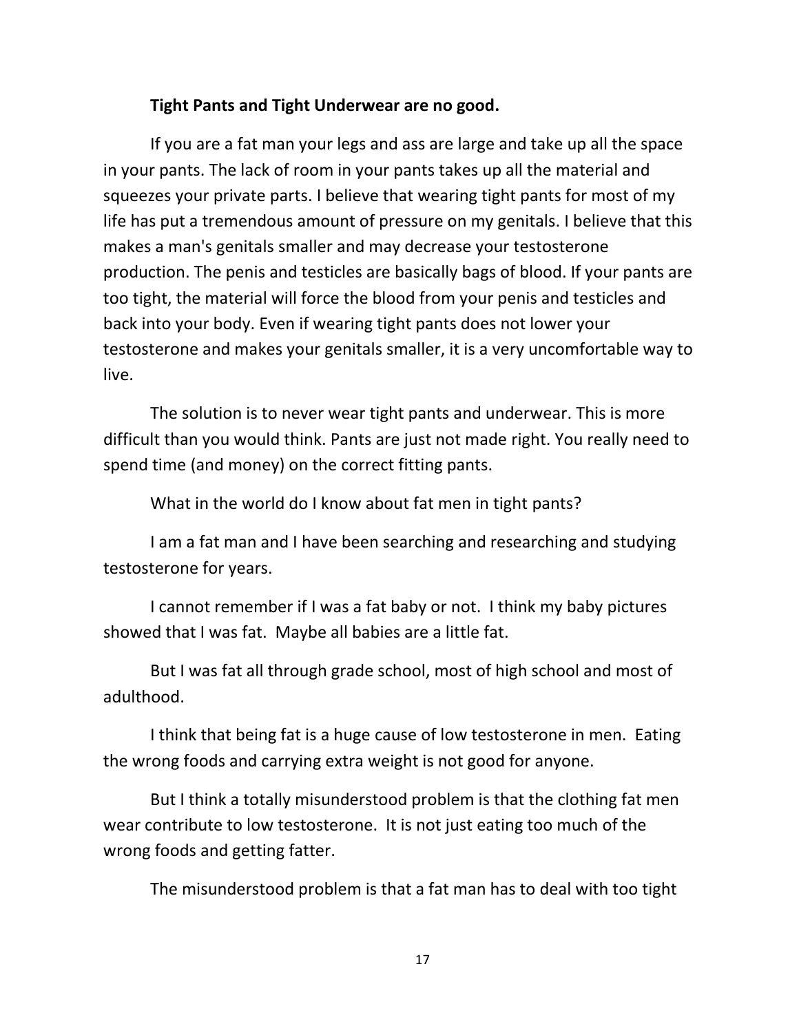**Tight Pants and Tight Underwear are no good.**

If you are a fat man your legs and ass are large and take up all the space in your pants. The lack of room in your pants takes up all the material and squeezes your private parts. I believe that wearing tight pants for most of my life has put a tremendous amount of pressure on my genitals. I believe that this makes a man's genitals smaller and may decrease your testosterone production. The penis and testicles are basically bags of blood. If your pants are too tight, the material will force the blood from your penis and testicles and back into your body. Even if wearing tight pants does not lower your testosterone and makes your genitals smaller, it is a very uncomfortable way to live.

The solution is to never wear tight pants and underwear. This is more difficult than you would think. Pants are just not made right. You really need to spend time (and money) on the correct fitting pants.

What in the world do I know about fat men in tight pants?

I am a fat man and I have been searching and researching and studying testosterone for years.

I cannot remember if I was a fat baby or not. I think my baby pictures showed that I was fat. Maybe all babies are a little fat.

But I was fat all through grade school, most of high school and most of adulthood.

I think that being fat is a huge cause of low testosterone in men. Eating the wrong foods and carrying extra weight is not good for anyone.

But I think a totally misunderstood problem is that the clothing fat men wear contribute to low testosterone. It is not just eating too much of the wrong foods and getting fatter.

The misunderstood problem is that a fat man has to deal with too tight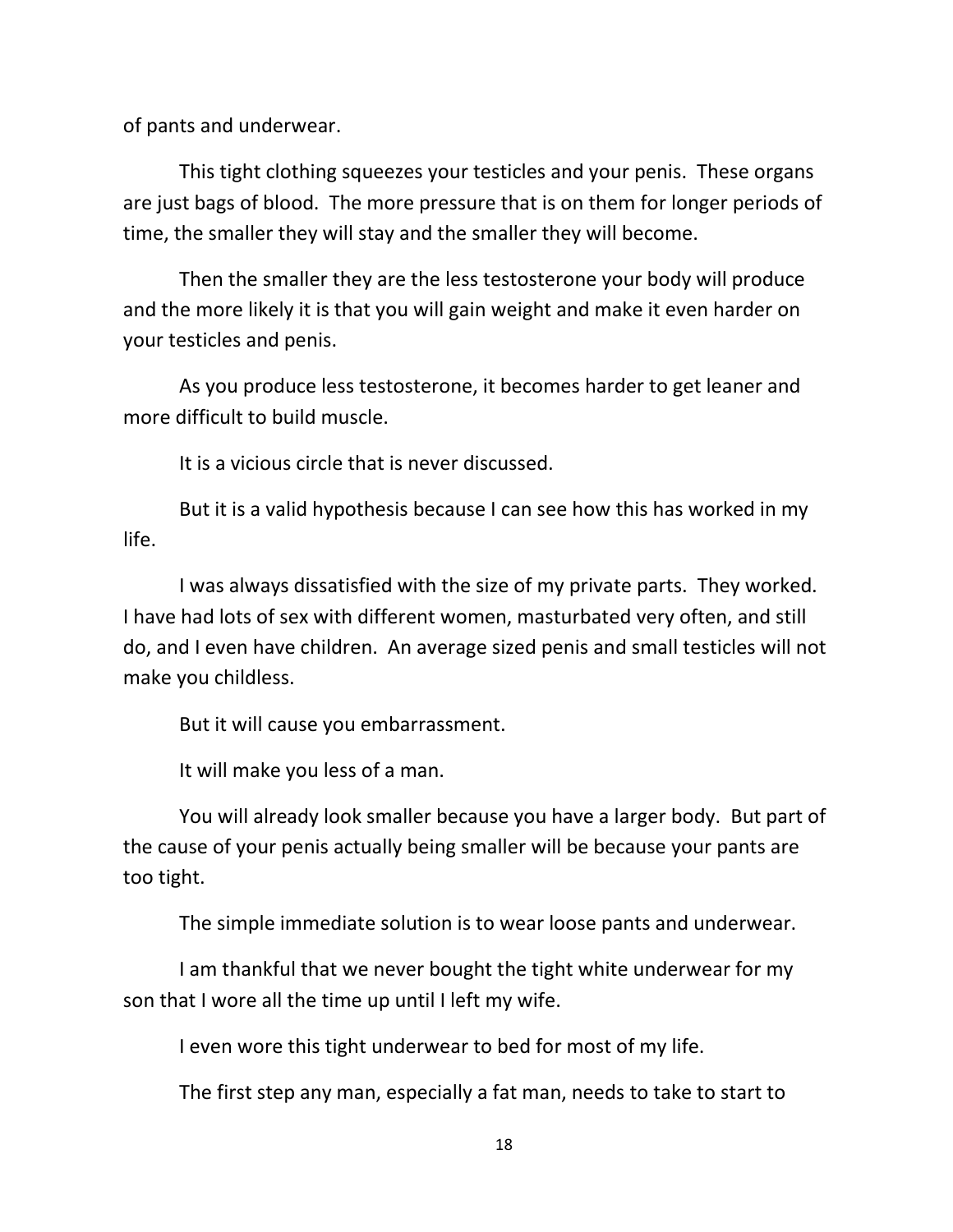of pants and underwear.

This tight clothing squeezes your testicles and your penis. These organs are just bags of blood. The more pressure that is on them for longer periods of time, the smaller they will stay and the smaller they will become.

Then the smaller they are the less testosterone your body will produce and the more likely it is that you will gain weight and make it even harder on your testicles and penis.

As you produce less testosterone, it becomes harder to get leaner and more difficult to build muscle.

It is a vicious circle that is never discussed.

But it is a valid hypothesis because I can see how this has worked in my life.

I was always dissatisfied with the size of my private parts. They worked. I have had lots of sex with different women, masturbated very often, and still do, and I even have children. An average sized penis and small testicles will not make you childless.

But it will cause you embarrassment.

It will make you less of a man.

You will already look smaller because you have a larger body. But part of the cause of your penis actually being smaller will be because your pants are too tight.

The simple immediate solution is to wear loose pants and underwear.

I am thankful that we never bought the tight white underwear for my son that I wore all the time up until I left my wife.

I even wore this tight underwear to bed for most of my life.

The first step any man, especially a fat man, needs to take to start to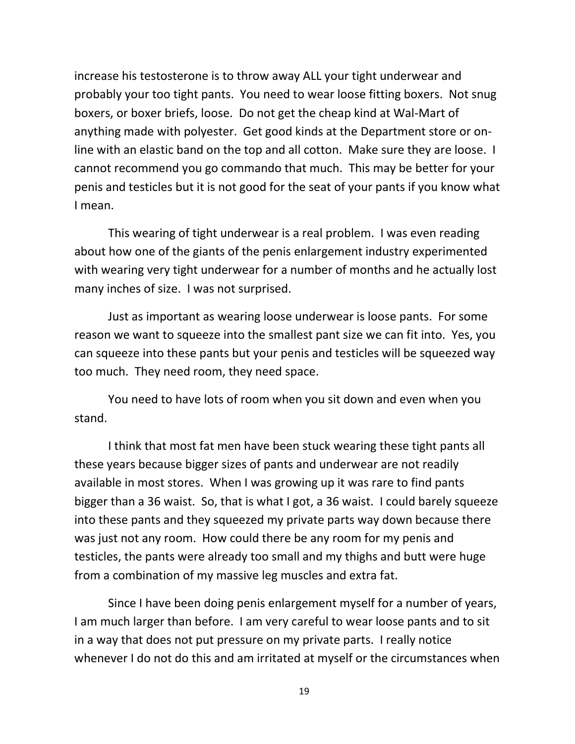increase his testosterone is to throw away ALL your tight underwear and probably your too tight pants. You need to wear loose fitting boxers. Not snug boxers, or boxer briefs, loose. Do not get the cheap kind at Wal-Mart of anything made with polyester. Get good kinds at the Department store or on-line with an elastic band on the top and all cotton. Make sure they are loose. I cannot recommend you go commando that much. This may be better for your penis and testicles but it is not good for the seat of your pants if you know what I mean.

This wearing of tight underwear is a real problem. I was even reading about how one of the giants of the penis enlargement industry experimented with wearing very tight underwear for a number of months and he actually lost many inches of size. I was not surprised.

Just as important as wearing loose underwear is loose pants. For some reason we want to squeeze into the smallest pant size we can fit into. Yes, you can squeeze into these pants but your penis and testicles will be squeezed way too much. They need room, they need space.

You need to have lots of room when you sit down and even when you stand.

I think that most fat men have been stuck wearing these tight pants all these years because bigger sizes of pants and underwear are not readily available in most stores. When I was growing up it was rare to find pants bigger than a 36 waist. So, that is what I got, a 36 waist. I could barely squeeze into these pants and they squeezed my private parts way down because there was just not any room. How could there be any room for my penis and testicles, the pants were already too small and my thighs and butt were huge from a combination of my massive leg muscles and extra fat.

Since I have been doing penis enlargement myself for a number of years, I am much larger than before. I am very careful to wear loose pants and to sit in a way that does not put pressure on my private parts. I really notice whenever I do not do this and am irritated at myself or the circumstances when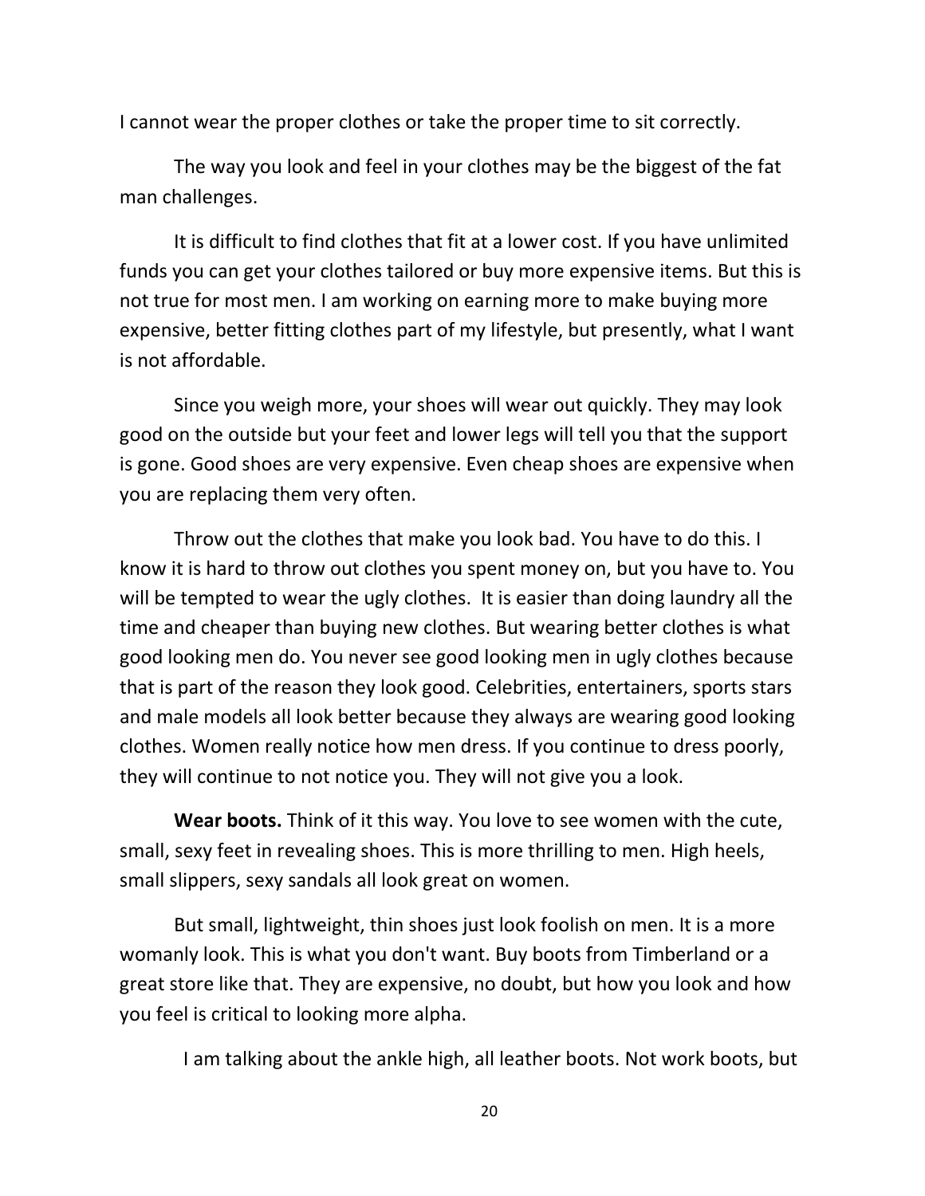I cannot wear the proper clothes or take the proper time to sit correctly.

The way you look and feel in your clothes may be the biggest of the fat man challenges.

It is difficult to find clothes that fit at a lower cost. If you have unlimited funds you can get your clothes tailored or buy more expensive items. But this is not true for most men. I am working on earning more to make buying more expensive, better fitting clothes part of my lifestyle, but presently, what I want is not affordable.

Since you weigh more, your shoes will wear out quickly. They may look good on the outside but your feet and lower legs will tell you that the support is gone. Good shoes are very expensive. Even cheap shoes are expensive when you are replacing them very often.

Throw out the clothes that make you look bad. You have to do this. I know it is hard to throw out clothes you spent money on, but you have to. You will be tempted to wear the ugly clothes. It is easier than doing laundry all the time and cheaper than buying new clothes. But wearing better clothes is what good looking men do. You never see good looking men in ugly clothes because that is part of the reason they look good. Celebrities, entertainers, sports stars and male models all look better because they always are wearing good looking clothes. Women really notice how men dress. If you continue to dress poorly, they will continue to not notice you. They will not give you a look.

**Wear boots.** Think of it this way. You love to see women with the cute, small, sexy feet in revealing shoes. This is more thrilling to men. High heels, small slippers, sexy sandals all look great on women.

But small, lightweight, thin shoes just look foolish on men. It is a more womanly look. This is what you don't want. Buy boots from Timberland or a great store like that. They are expensive, no doubt, but how you look and how you feel is critical to looking more alpha.

I am talking about the ankle high, all leather boots. Not work boots, but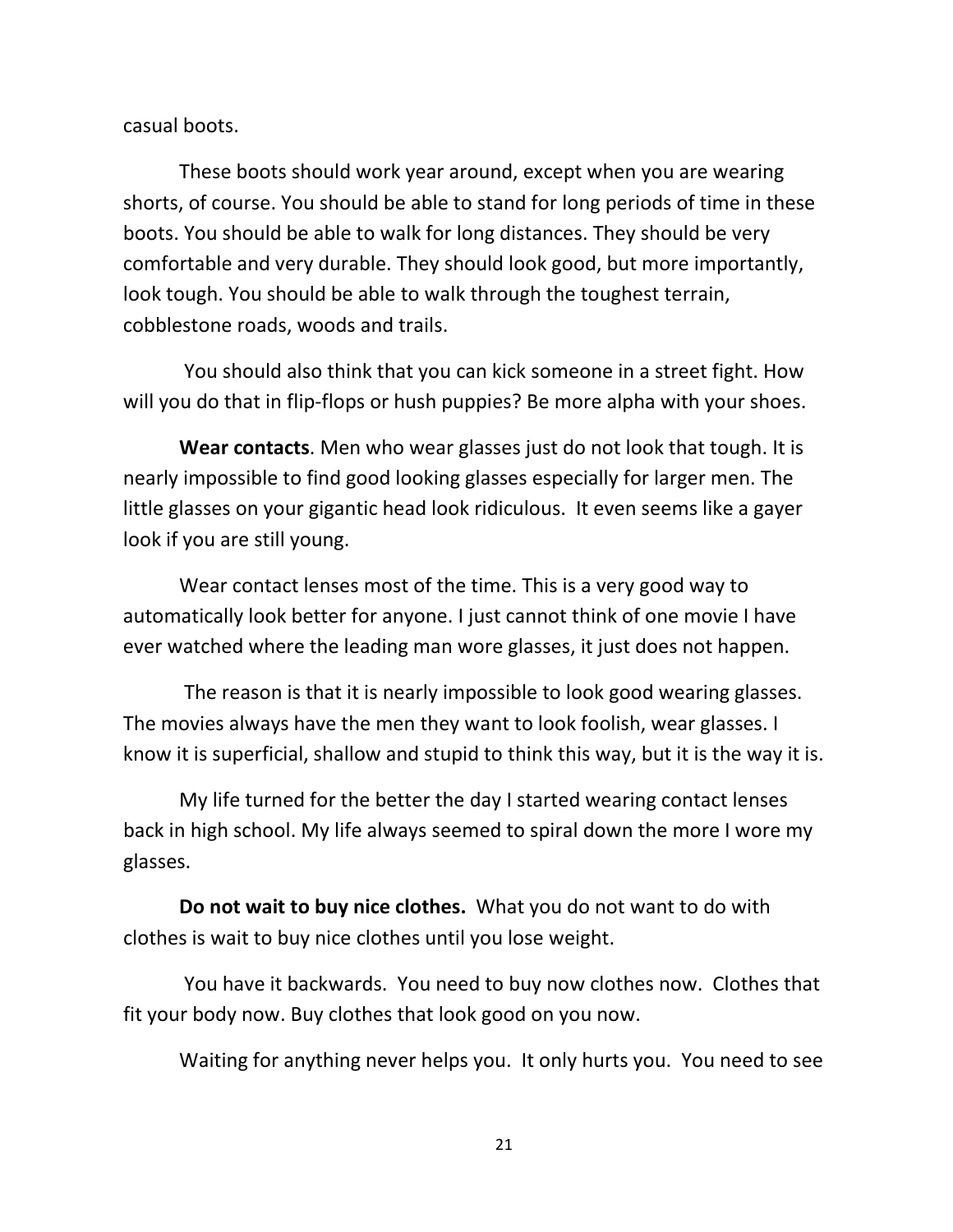casual boots.

These boots should work year around, except when you are wearing shorts, of course. You should be able to stand for long periods of time in these boots. You should be able to walk for long distances. They should be very comfortable and very durable. They should look good, but more importantly, look tough. You should be able to walk through the toughest terrain, cobblestone roads, woods and trails.

You should also think that you can kick someone in a street fight. How will you do that in flip-flops or hush puppies? Be more alpha with your shoes.

**Wear contacts**. Men who wear glasses just do not look that tough. It is nearly impossible to find good looking glasses especially for larger men. The little glasses on your gigantic head look ridiculous. It even seems like a gayer look if you are still young.

Wear contact lenses most of the time. This is a very good way to automatically look better for anyone. I just cannot think of one movie I have ever watched where the leading man wore glasses, it just does not happen.

The reason is that it is nearly impossible to look good wearing glasses. The movies always have the men they want to look foolish, wear glasses. I know it is superficial, shallow and stupid to think this way, but it is the way it is.

My life turned for the better the day I started wearing contact lenses back in high school. My life always seemed to spiral down the more I wore my glasses.

**Do not wait to buy nice clothes.** What you do not want to do with clothes is wait to buy nice clothes until you lose weight.

You have it backwards. You need to buy now clothes now. Clothes that fit your body now. Buy clothes that look good on you now.

Waiting for anything never helps you. It only hurts you. You need to see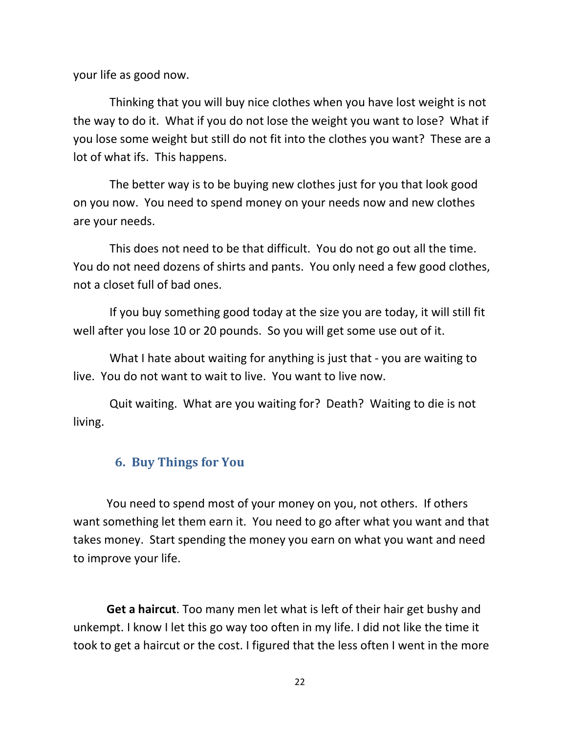your life as good now.

Thinking that you will buy nice clothes when you have lost weight is not the way to do it. What if you do not lose the weight you want to lose? What if you lose some weight but still do not fit into the clothes you want? These are a lot of what ifs. This happens.

The better way is to be buying new clothes just for you that look good on you now. You need to spend money on your needs now and new clothes are your needs.

This does not need to be that difficult. You do not go out all the time. You do not need dozens of shirts and pants. You only need a few good clothes, not a closet full of bad ones.

If you buy something good today at the size you are today, it will still fit well after you lose 10 or 20 pounds. So you will get some use out of it.

What I hate about waiting for anything is just that - you are waiting to live. You do not want to wait to live. You want to live now.

Quit waiting. What are you waiting for? Death? Waiting to die is not living.

## 6. Buy Things for You

You need to spend most of your money on you, not others. If others want something let them earn it. You need to go after what you want and that takes money. Start spending the money you earn on what you want and need to improve your life.

**Get a haircut**. Too many men let what is left of their hair get bushy and unkempt. I know I let this go way too often in my life. I did not like the time it took to get a haircut or the cost. I figured that the less often I went in the more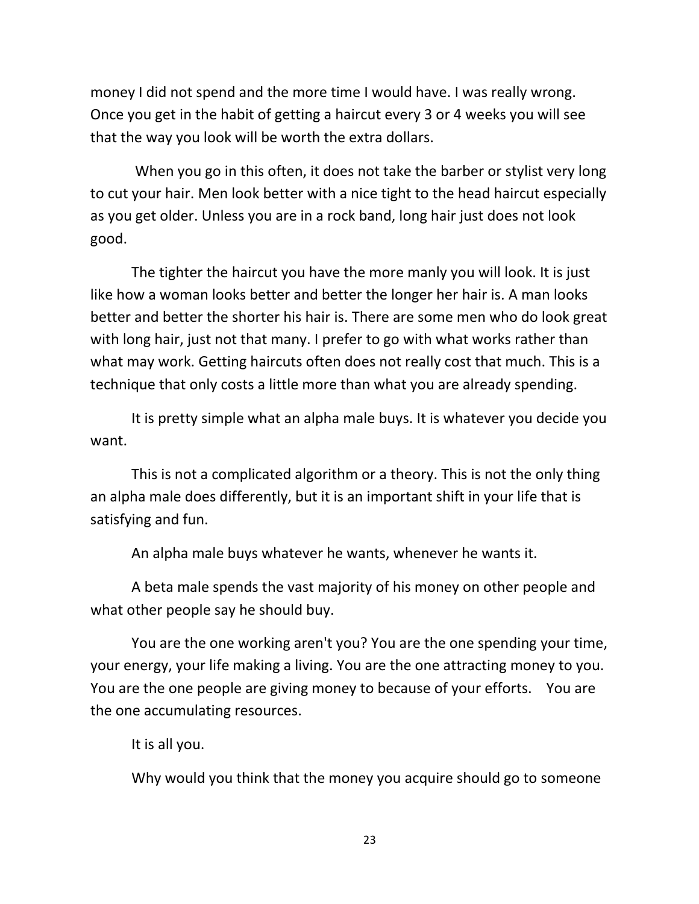money I did not spend and the more time I would have. I was really wrong. Once you get in the habit of getting a haircut every 3 or 4 weeks you will see that the way you look will be worth the extra dollars.

When you go in this often, it does not take the barber or stylist very long to cut your hair. Men look better with a nice tight to the head haircut especially as you get older. Unless you are in a rock band, long hair just does not look good.

The tighter the haircut you have the more manly you will look. It is just like how a woman looks better and better the longer her hair is. A man looks better and better the shorter his hair is. There are some men who do look great with long hair, just not that many. I prefer to go with what works rather than what may work. Getting haircuts often does not really cost that much. This is a technique that only costs a little more than what you are already spending.

It is pretty simple what an alpha male buys. It is whatever you decide you want.

This is not a complicated algorithm or a theory. This is not the only thing an alpha male does differently, but it is an important shift in your life that is satisfying and fun.

An alpha male buys whatever he wants, whenever he wants it.

A beta male spends the vast majority of his money on other people and what other people say he should buy.

You are the one working aren't you? You are the one spending your time, your energy, your life making a living. You are the one attracting money to you. You are the one people are giving money to because of your efforts. You are the one accumulating resources.

It is all you.

Why would you think that the money you acquire should go to someone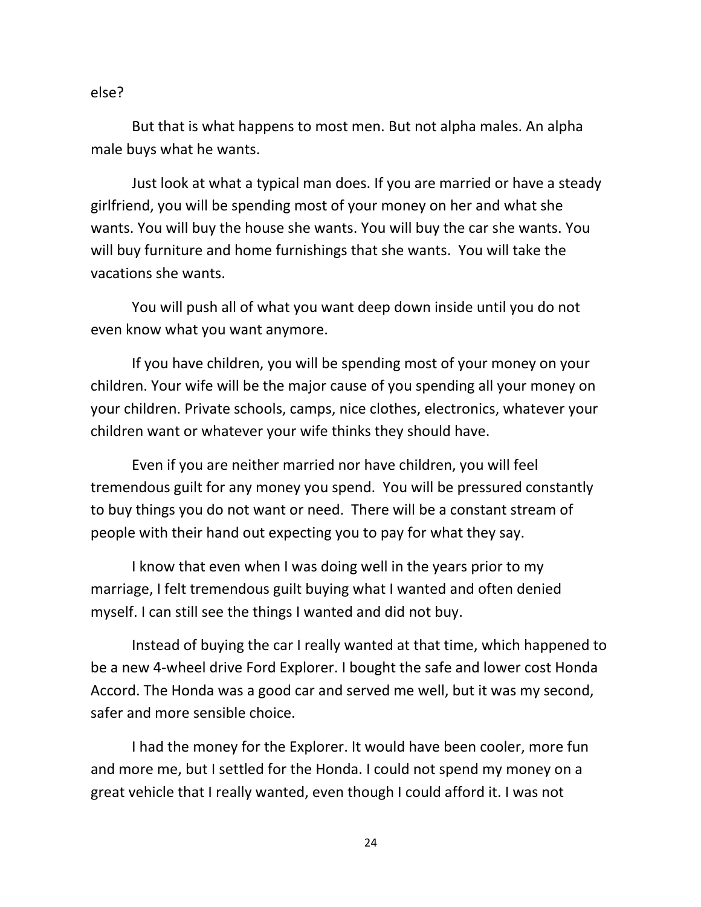else?

But that is what happens to most men. But not alpha males. An alpha male buys what he wants.

Just look at what a typical man does. If you are married or have a steady girlfriend, you will be spending most of your money on her and what she wants. You will buy the house she wants. You will buy the car she wants. You will buy furniture and home furnishings that she wants. You will take the vacations she wants.

You will push all of what you want deep down inside until you do not even know what you want anymore.

If you have children, you will be spending most of your money on your children. Your wife will be the major cause of you spending all your money on your children. Private schools, camps, nice clothes, electronics, whatever your children want or whatever your wife thinks they should have.

Even if you are neither married nor have children, you will feel tremendous guilt for any money you spend. You will be pressured constantly to buy things you do not want or need. There will be a constant stream of people with their hand out expecting you to pay for what they say.

I know that even when I was doing well in the years prior to my marriage, I felt tremendous guilt buying what I wanted and often denied myself. I can still see the things I wanted and did not buy.

Instead of buying the car I really wanted at that time, which happened to be a new 4-wheel drive Ford Explorer. I bought the safe and lower cost Honda Accord. The Honda was a good car and served me well, but it was my second, safer and more sensible choice.

I had the money for the Explorer. It would have been cooler, more fun and more me, but I settled for the Honda. I could not spend my money on a great vehicle that I really wanted, even though I could afford it. I was not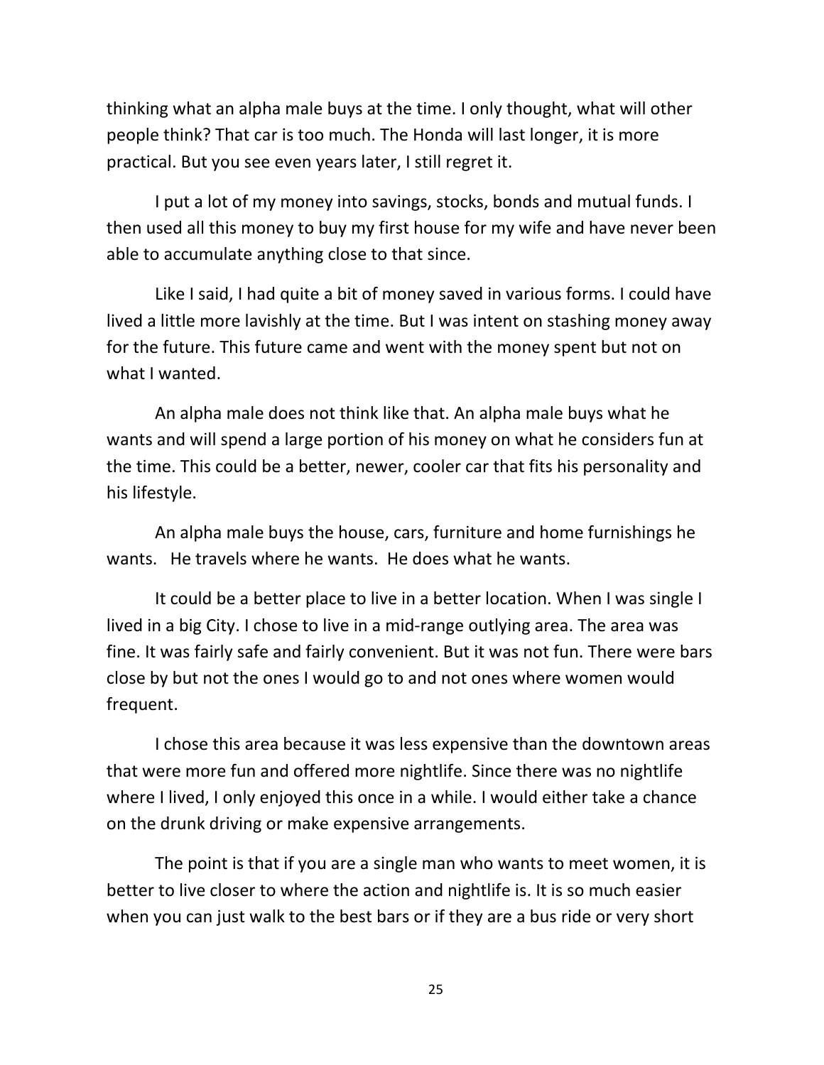thinking what an alpha male buys at the time. I only thought, what will other people think? That car is too much. The Honda will last longer, it is more practical. But you see even years later, I still regret it.

I put a lot of my money into savings, stocks, bonds and mutual funds. I then used all this money to buy my first house for my wife and have never been able to accumulate anything close to that since.

Like I said, I had quite a bit of money saved in various forms. I could have lived a little more lavishly at the time. But I was intent on stashing money away for the future. This future came and went with the money spent but not on what I wanted.

An alpha male does not think like that. An alpha male buys what he wants and will spend a large portion of his money on what he considers fun at the time. This could be a better, newer, cooler car that fits his personality and his lifestyle.

An alpha male buys the house, cars, furniture and home furnishings he wants. He travels where he wants. He does what he wants.

It could be a better place to live in a better location. When I was single I lived in a big City. I chose to live in a mid-range outlying area. The area was fine. It was fairly safe and fairly convenient. But it was not fun. There were bars close by but not the ones I would go to and not ones where women would frequent.

I chose this area because it was less expensive than the downtown areas that were more fun and offered more nightlife. Since there was no nightlife where I lived, I only enjoyed this once in a while. I would either take a chance on the drunk driving or make expensive arrangements.

The point is that if you are a single man who wants to meet women, it is better to live closer to where the action and nightlife is. It is so much easier when you can just walk to the best bars or if they are a bus ride or very short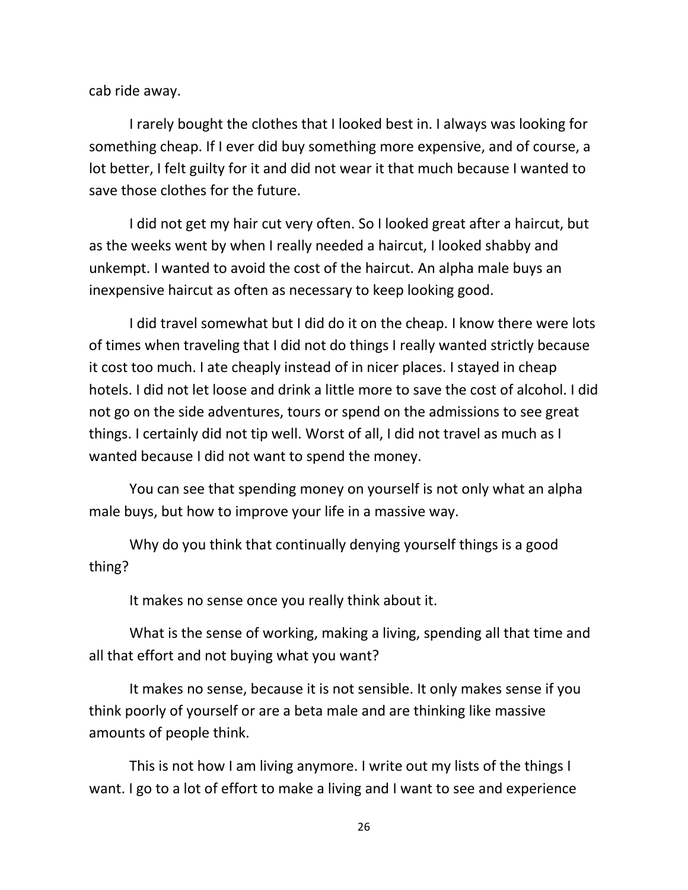cab ride away.

I rarely bought the clothes that I looked best in. I always was looking for something cheap. If I ever did buy something more expensive, and of course, a lot better, I felt guilty for it and did not wear it that much because I wanted to save those clothes for the future.

I did not get my hair cut very often. So I looked great after a haircut, but as the weeks went by when I really needed a haircut, I looked shabby and unkempt. I wanted to avoid the cost of the haircut. An alpha male buys an inexpensive haircut as often as necessary to keep looking good.

I did travel somewhat but I did do it on the cheap. I know there were lots of times when traveling that I did not do things I really wanted strictly because it cost too much. I ate cheaply instead of in nicer places. I stayed in cheap hotels. I did not let loose and drink a little more to save the cost of alcohol. I did not go on the side adventures, tours or spend on the admissions to see great things. I certainly did not tip well. Worst of all, I did not travel as much as I wanted because I did not want to spend the money.

You can see that spending money on yourself is not only what an alpha male buys, but how to improve your life in a massive way.

Why do you think that continually denying yourself things is a good thing?

It makes no sense once you really think about it.

What is the sense of working, making a living, spending all that time and all that effort and not buying what you want?

It makes no sense, because it is not sensible. It only makes sense if you think poorly of yourself or are a beta male and are thinking like massive amounts of people think.

This is not how I am living anymore. I write out my lists of the things I want. I go to a lot of effort to make a living and I want to see and experience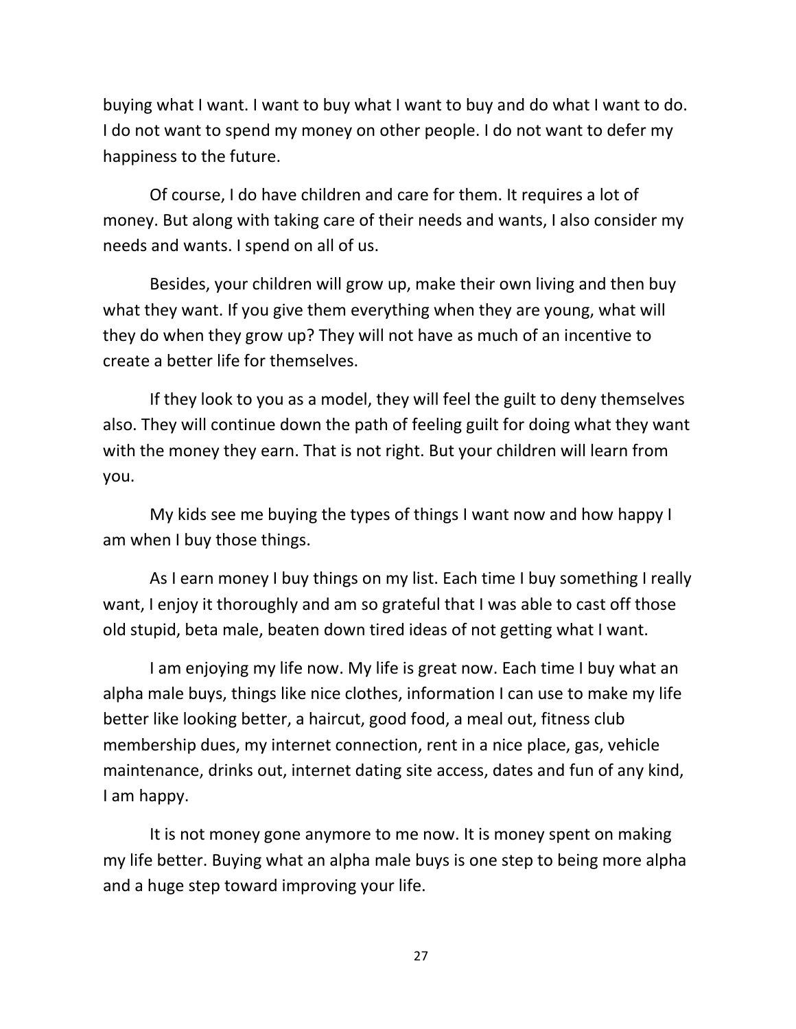buying what I want. I want to buy what I want to buy and do what I want to do. I do not want to spend my money on other people. I do not want to defer my happiness to the future.

Of course, I do have children and care for them. It requires a lot of money. But along with taking care of their needs and wants, I also consider my needs and wants. I spend on all of us.

Besides, your children will grow up, make their own living and then buy what they want. If you give them everything when they are young, what will they do when they grow up? They will not have as much of an incentive to create a better life for themselves.

If they look to you as a model, they will feel the guilt to deny themselves also. They will continue down the path of feeling guilt for doing what they want with the money they earn. That is not right. But your children will learn from you.

My kids see me buying the types of things I want now and how happy I am when I buy those things.

As I earn money I buy things on my list. Each time I buy something I really want, I enjoy it thoroughly and am so grateful that I was able to cast off those old stupid, beta male, beaten down tired ideas of not getting what I want.

I am enjoying my life now. My life is great now. Each time I buy what an alpha male buys, things like nice clothes, information I can use to make my life better like looking better, a haircut, good food, a meal out, fitness club membership dues, my internet connection, rent in a nice place, gas, vehicle maintenance, drinks out, internet dating site access, dates and fun of any kind, I am happy.

It is not money gone anymore to me now. It is money spent on making my life better. Buying what an alpha male buys is one step to being more alpha and a huge step toward improving your life.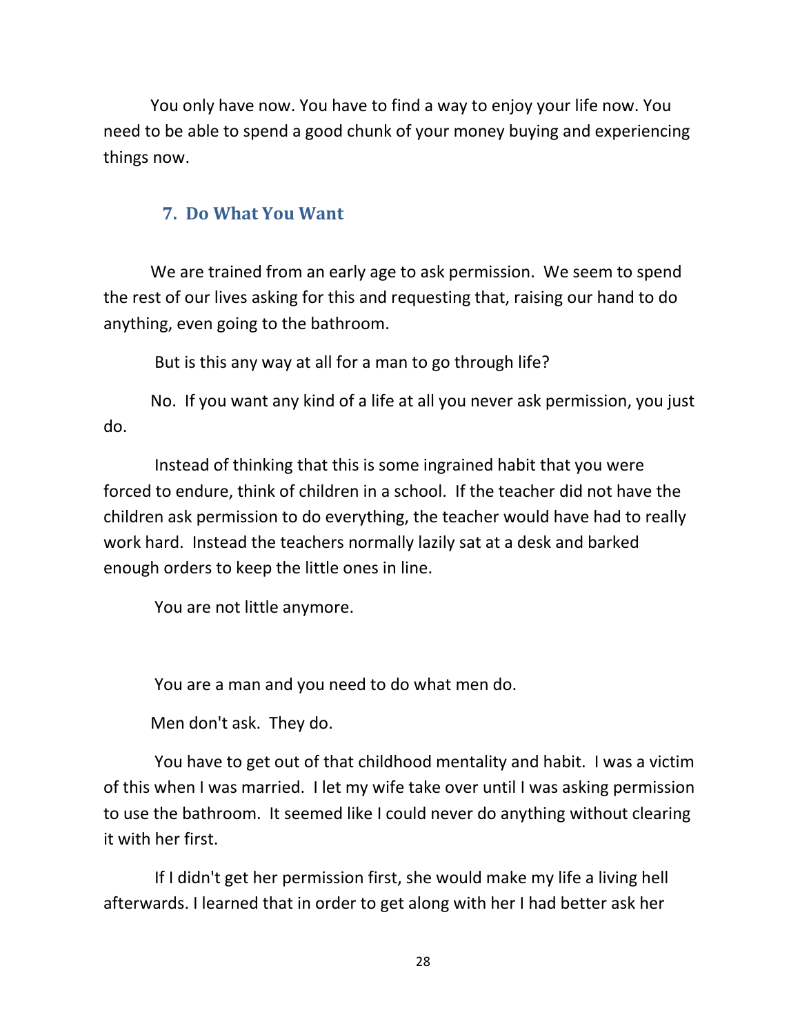You only have now. You have to find a way to enjoy your life now. You need to be able to spend a good chunk of your money buying and experiencing things now.

## 7. Do What You Want

We are trained from an early age to ask permission. We seem to spend the rest of our lives asking for this and requesting that, raising our hand to do anything, even going to the bathroom.

But is this any way at all for a man to go through life?

No. If you want any kind of a life at all you never ask permission, you just do.

Instead of thinking that this is some ingrained habit that you were forced to endure, think of children in a school. If the teacher did not have the children ask permission to do everything, the teacher would have had to really work hard. Instead the teachers normally lazily sat at a desk and barked enough orders to keep the little ones in line.

You are not little anymore.

You are a man and you need to do what men do.

Men don't ask. They do.

You have to get out of that childhood mentality and habit. I was a victim of this when I was married. I let my wife take over until I was asking permission to use the bathroom. It seemed like I could never do anything without clearing it with her first.

If I didn't get her permission first, she would make my life a living hell afterwards. I learned that in order to get along with her I had better ask her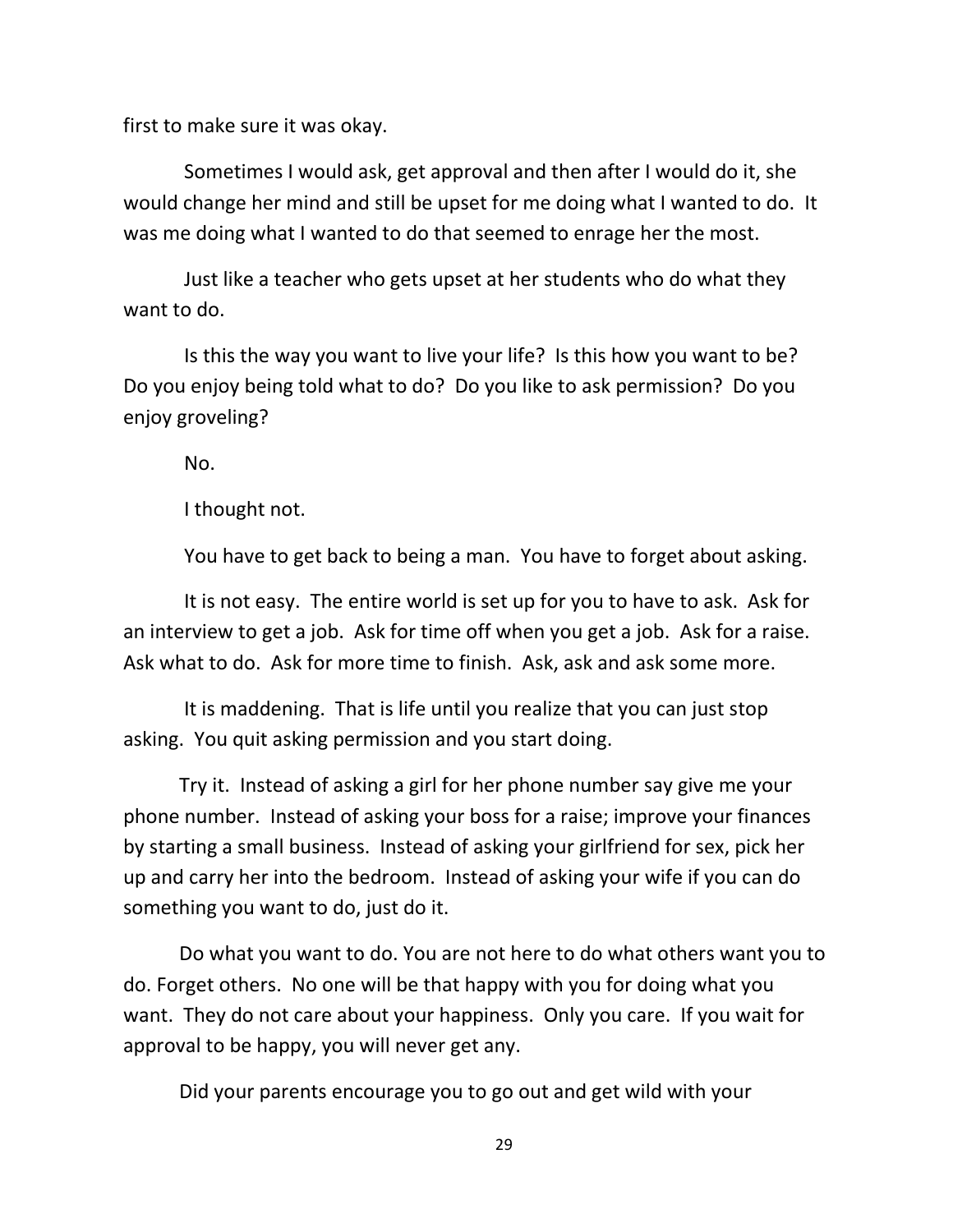first to make sure it was okay.

Sometimes I would ask, get approval and then after I would do it, she would change her mind and still be upset for me doing what I wanted to do. It was me doing what I wanted to do that seemed to enrage her the most.

Just like a teacher who gets upset at her students who do what they want to do.

Is this the way you want to live your life? Is this how you want to be? Do you enjoy being told what to do? Do you like to ask permission? Do you enjoy groveling?

No.

I thought not.

You have to get back to being a man. You have to forget about asking.

It is not easy. The entire world is set up for you to have to ask. Ask for an interview to get a job. Ask for time off when you get a job. Ask for a raise. Ask what to do. Ask for more time to finish. Ask, ask and ask some more.

It is maddening. That is life until you realize that you can just stop asking. You quit asking permission and you start doing.

Try it. Instead of asking a girl for her phone number say give me your phone number. Instead of asking your boss for a raise; improve your finances by starting a small business. Instead of asking your girlfriend for sex, pick her up and carry her into the bedroom. Instead of asking your wife if you can do something you want to do, just do it.

Do what you want to do. You are not here to do what others want you to do. Forget others. No one will be that happy with you for doing what you want. They do not care about your happiness. Only you care. If you wait for approval to be happy, you will never get any.

Did your parents encourage you to go out and get wild with your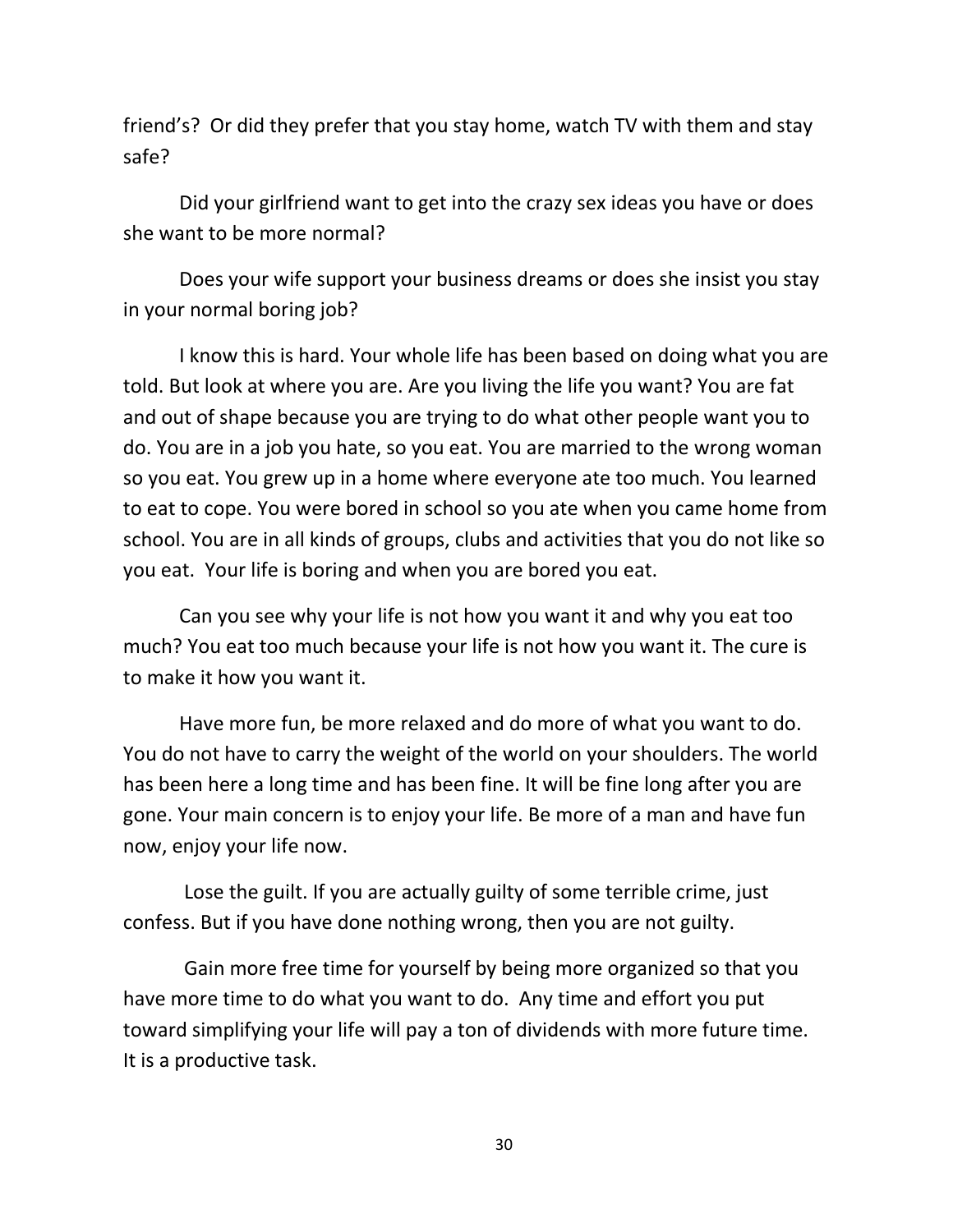friend's? Or did they prefer that you stay home, watch TV with them and stay safe?

Did your girlfriend want to get into the crazy sex ideas you have or does she want to be more normal?

Does your wife support your business dreams or does she insist you stay in your normal boring job?

I know this is hard. Your whole life has been based on doing what you are told. But look at where you are. Are you living the life you want? You are fat and out of shape because you are trying to do what other people want you to do. You are in a job you hate, so you eat. You are married to the wrong woman so you eat. You grew up in a home where everyone ate too much. You learned to eat to cope. You were bored in school so you ate when you came home from school. You are in all kinds of groups, clubs and activities that you do not like so you eat. Your life is boring and when you are bored you eat.

Can you see why your life is not how you want it and why you eat too much? You eat too much because your life is not how you want it. The cure is to make it how you want it.

Have more fun, be more relaxed and do more of what you want to do. You do not have to carry the weight of the world on your shoulders. The world has been here a long time and has been fine. It will be fine long after you are gone. Your main concern is to enjoy your life. Be more of a man and have fun now, enjoy your life now.

Lose the guilt. If you are actually guilty of some terrible crime, just confess. But if you have done nothing wrong, then you are not guilty.

Gain more free time for yourself by being more organized so that you have more time to do what you want to do. Any time and effort you put toward simplifying your life will pay a ton of dividends with more future time. It is a productive task.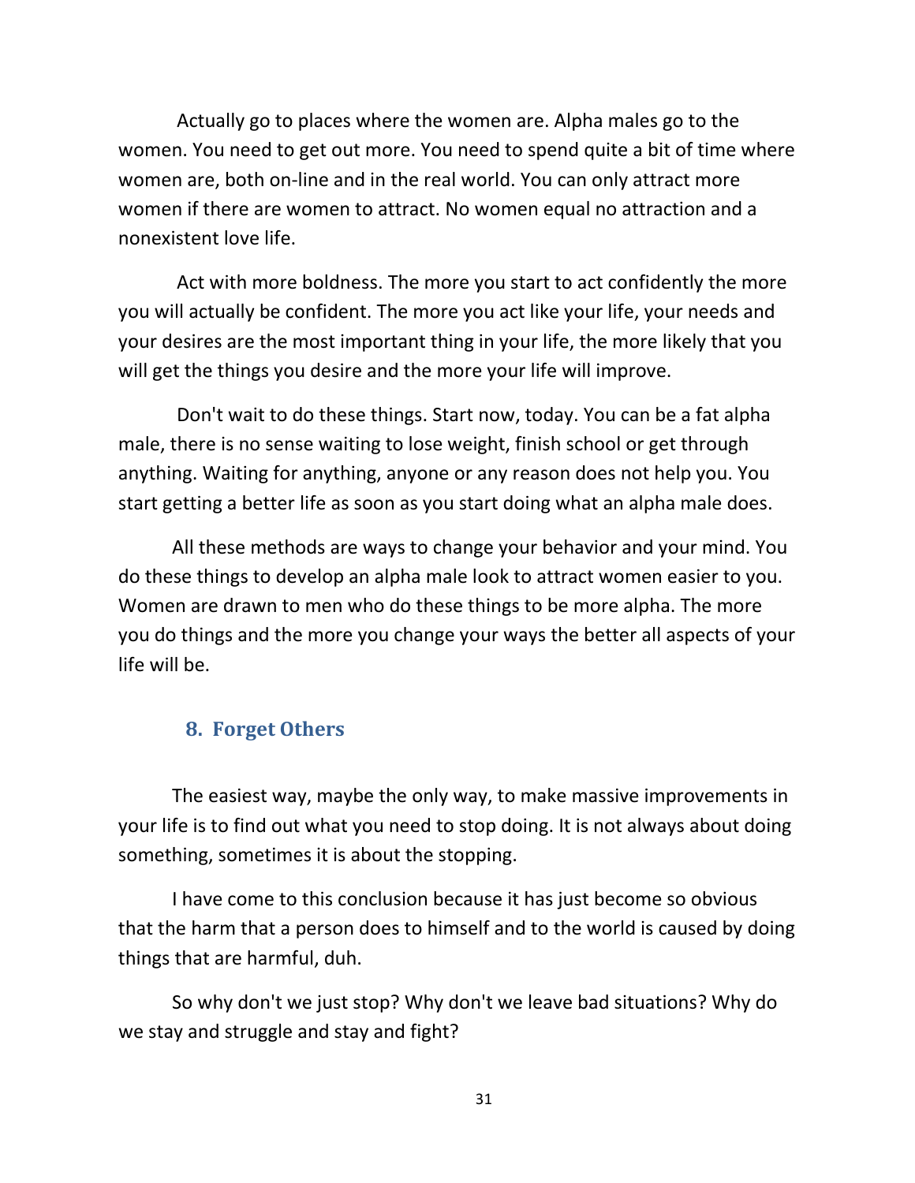Actually go to places where the women are. Alpha males go to the women. You need to get out more. You need to spend quite a bit of time where women are, both on-line and in the real world. You can only attract more women if there are women to attract. No women equal no attraction and a nonexistent love life.

Act with more boldness. The more you start to act confidently the more you will actually be confident. The more you act like your life, your needs and your desires are the most important thing in your life, the more likely that you will get the things you desire and the more your life will improve.

Don't wait to do these things. Start now, today. You can be a fat alpha male, there is no sense waiting to lose weight, finish school or get through anything. Waiting for anything, anyone or any reason does not help you. You start getting a better life as soon as you start doing what an alpha male does.

All these methods are ways to change your behavior and your mind. You do these things to develop an alpha male look to attract women easier to you. Women are drawn to men who do these things to be more alpha. The more you do things and the more you change your ways the better all aspects of your life will be.

## 8. Forget Others

The easiest way, maybe the only way, to make massive improvements in your life is to find out what you need to stop doing. It is not always about doing something, sometimes it is about the stopping.

I have come to this conclusion because it has just become so obvious that the harm that a person does to himself and to the world is caused by doing things that are harmful, duh.

So why don't we just stop? Why don't we leave bad situations? Why do we stay and struggle and stay and fight?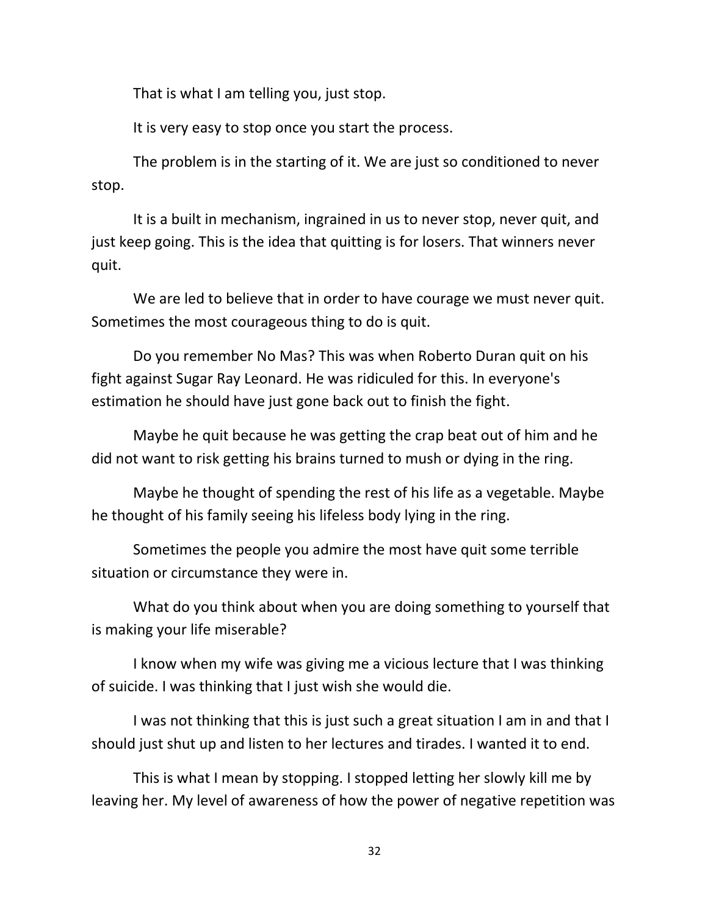That is what I am telling you, just stop.

It is very easy to stop once you start the process.

The problem is in the starting of it. We are just so conditioned to never stop.

It is a built in mechanism, ingrained in us to never stop, never quit, and just keep going. This is the idea that quitting is for losers. That winners never quit.

We are led to believe that in order to have courage we must never quit. Sometimes the most courageous thing to do is quit.

Do you remember No Mas? This was when Roberto Duran quit on his fight against Sugar Ray Leonard. He was ridiculed for this. In everyone's estimation he should have just gone back out to finish the fight.

Maybe he quit because he was getting the crap beat out of him and he did not want to risk getting his brains turned to mush or dying in the ring.

Maybe he thought of spending the rest of his life as a vegetable. Maybe he thought of his family seeing his lifeless body lying in the ring.

Sometimes the people you admire the most have quit some terrible situation or circumstance they were in.

What do you think about when you are doing something to yourself that is making your life miserable?

I know when my wife was giving me a vicious lecture that I was thinking of suicide. I was thinking that I just wish she would die.

I was not thinking that this is just such a great situation I am in and that I should just shut up and listen to her lectures and tirades. I wanted it to end.

This is what I mean by stopping. I stopped letting her slowly kill me by leaving her. My level of awareness of how the power of negative repetition was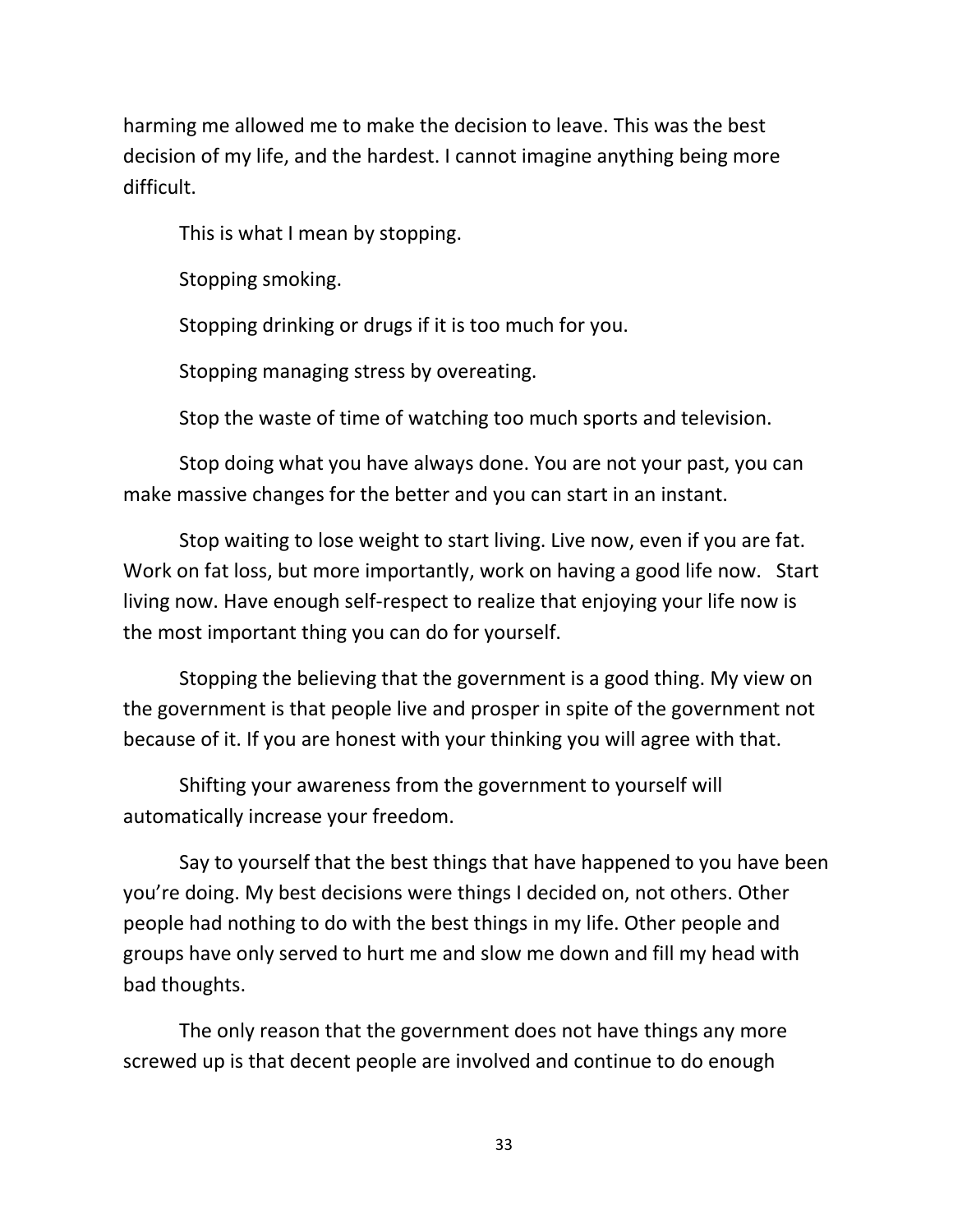harming me allowed me to make the decision to leave. This was the best decision of my life, and the hardest. I cannot imagine anything being more difficult.

This is what I mean by stopping.

Stopping smoking.

Stopping drinking or drugs if it is too much for you.

Stopping managing stress by overeating.

Stop the waste of time of watching too much sports and television.

Stop doing what you have always done. You are not your past, you can make massive changes for the better and you can start in an instant.

Stop waiting to lose weight to start living. Live now, even if you are fat. Work on fat loss, but more importantly, work on having a good life now. Start living now. Have enough self-respect to realize that enjoying your life now is the most important thing you can do for yourself.

Stopping the believing that the government is a good thing. My view on the government is that people live and prosper in spite of the government not because of it. If you are honest with your thinking you will agree with that.

Shifting your awareness from the government to yourself will automatically increase your freedom.

Say to yourself that the best things that have happened to you have been you're doing. My best decisions were things I decided on, not others. Other people had nothing to do with the best things in my life. Other people and groups have only served to hurt me and slow me down and fill my head with bad thoughts.

The only reason that the government does not have things any more screwed up is that decent people are involved and continue to do enough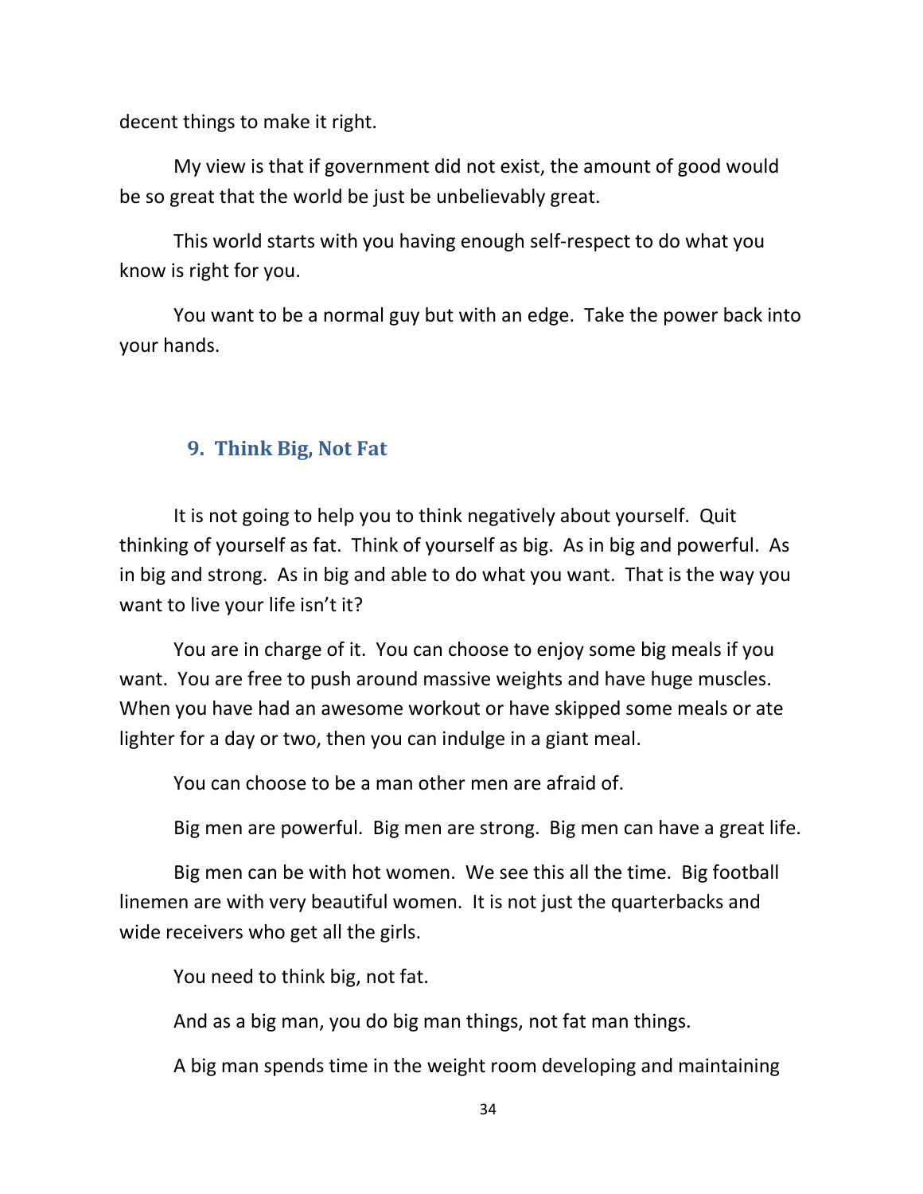decent things to make it right.

My view is that if government did not exist, the amount of good would be so great that the world be just be unbelievably great.

This world starts with you having enough self-respect to do what you know is right for you.

You want to be a normal guy but with an edge. Take the power back into your hands.

## 9. Think Big, Not Fat

It is not going to help you to think negatively about yourself. Quit thinking of yourself as fat. Think of yourself as big. As in big and powerful. As in big and strong. As in big and able to do what you want. That is the way you want to live your life isn't it?

You are in charge of it. You can choose to enjoy some big meals if you want. You are free to push around massive weights and have huge muscles. When you have had an awesome workout or have skipped some meals or ate lighter for a day or two, then you can indulge in a giant meal.

You can choose to be a man other men are afraid of.

Big men are powerful. Big men are strong. Big men can have a great life.

Big men can be with hot women. We see this all the time. Big football linemen are with very beautiful women. It is not just the quarterbacks and wide receivers who get all the girls.

You need to think big, not fat.

And as a big man, you do big man things, not fat man things.

A big man spends time in the weight room developing and maintaining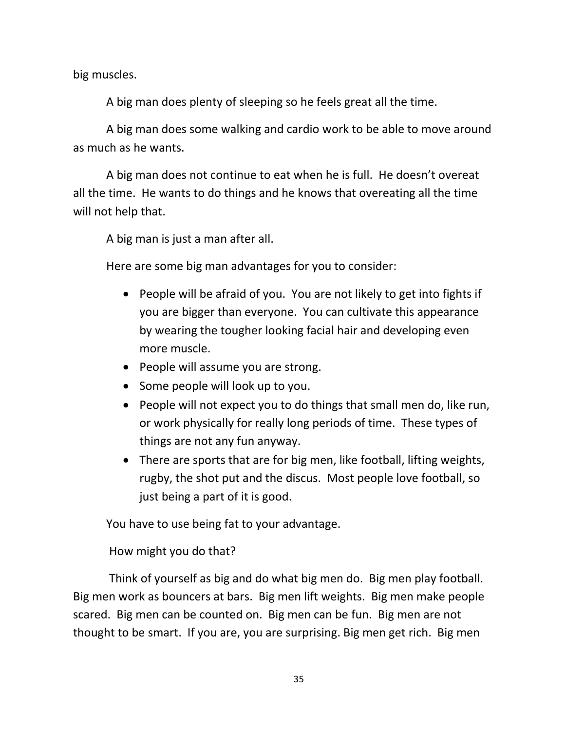big muscles.

A big man does plenty of sleeping so he feels great all the time.

A big man does some walking and cardio work to be able to move around as much as he wants.

A big man does not continue to eat when he is full. He doesn't overeat all the time. He wants to do things and he knows that overeating all the time will not help that.

A big man is just a man after all.

Here are some big man advantages for you to consider:

- People will be afraid of you. You are not likely to get into fights if you are bigger than everyone. You can cultivate this appearance by wearing the tougher looking facial hair and developing even more muscle.
- People will assume you are strong.
- Some people will look up to you.
- People will not expect you to do things that small men do, like run, or work physically for really long periods of time. These types of things are not any fun anyway.
- There are sports that are for big men, like football, lifting weights, rugby, the shot put and the discus. Most people love football, so just being a part of it is good.

You have to use being fat to your advantage.

How might you do that?

Think of yourself as big and do what big men do. Big men play football. Big men work as bouncers at bars. Big men lift weights. Big men make people scared. Big men can be counted on. Big men can be fun. Big men are not thought to be smart. If you are, you are surprising. Big men get rich. Big men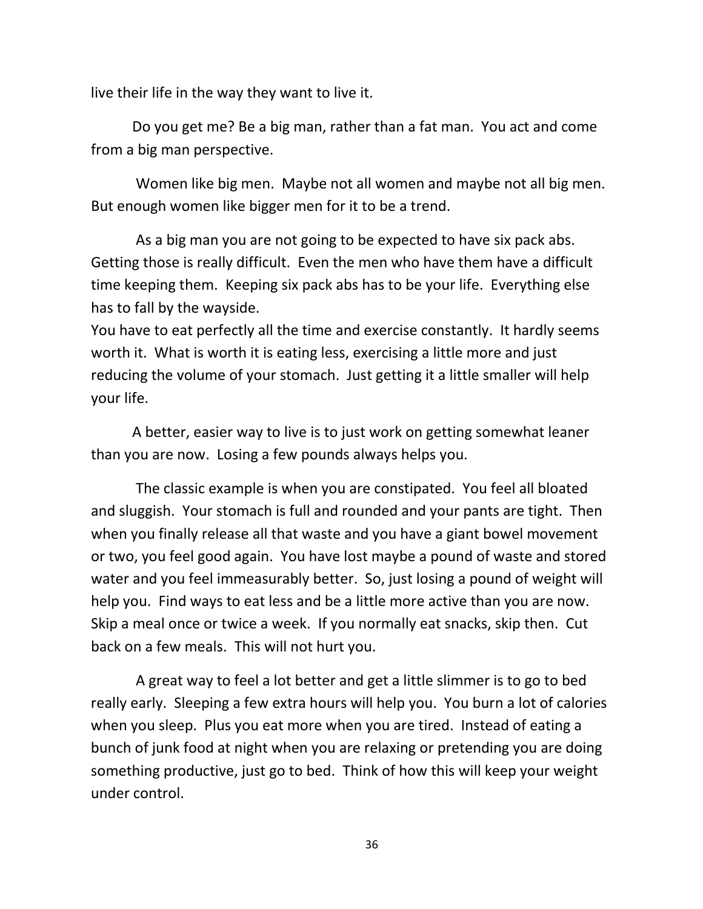live their life in the way they want to live it.

Do you get me? Be a big man, rather than a fat man. You act and come from a big man perspective.

Women like big men. Maybe not all women and maybe not all big men. But enough women like bigger men for it to be a trend.

As a big man you are not going to be expected to have six pack abs. Getting those is really difficult. Even the men who have them have a difficult time keeping them. Keeping six pack abs has to be your life. Everything else has to fall by the wayside.
You have to eat perfectly all the time and exercise constantly. It hardly seems worth it. What is worth it is eating less, exercising a little more and just reducing the volume of your stomach. Just getting it a little smaller will help your life.

A better, easier way to live is to just work on getting somewhat leaner than you are now. Losing a few pounds always helps you.

The classic example is when you are constipated. You feel all bloated and sluggish. Your stomach is full and rounded and your pants are tight. Then when you finally release all that waste and you have a giant bowel movement or two, you feel good again. You have lost maybe a pound of waste and stored water and you feel immeasurably better. So, just losing a pound of weight will help you. Find ways to eat less and be a little more active than you are now. Skip a meal once or twice a week. If you normally eat snacks, skip then. Cut back on a few meals. This will not hurt you.

A great way to feel a lot better and get a little slimmer is to go to bed really early. Sleeping a few extra hours will help you. You burn a lot of calories when you sleep. Plus you eat more when you are tired. Instead of eating a bunch of junk food at night when you are relaxing or pretending you are doing something productive, just go to bed. Think of how this will keep your weight under control.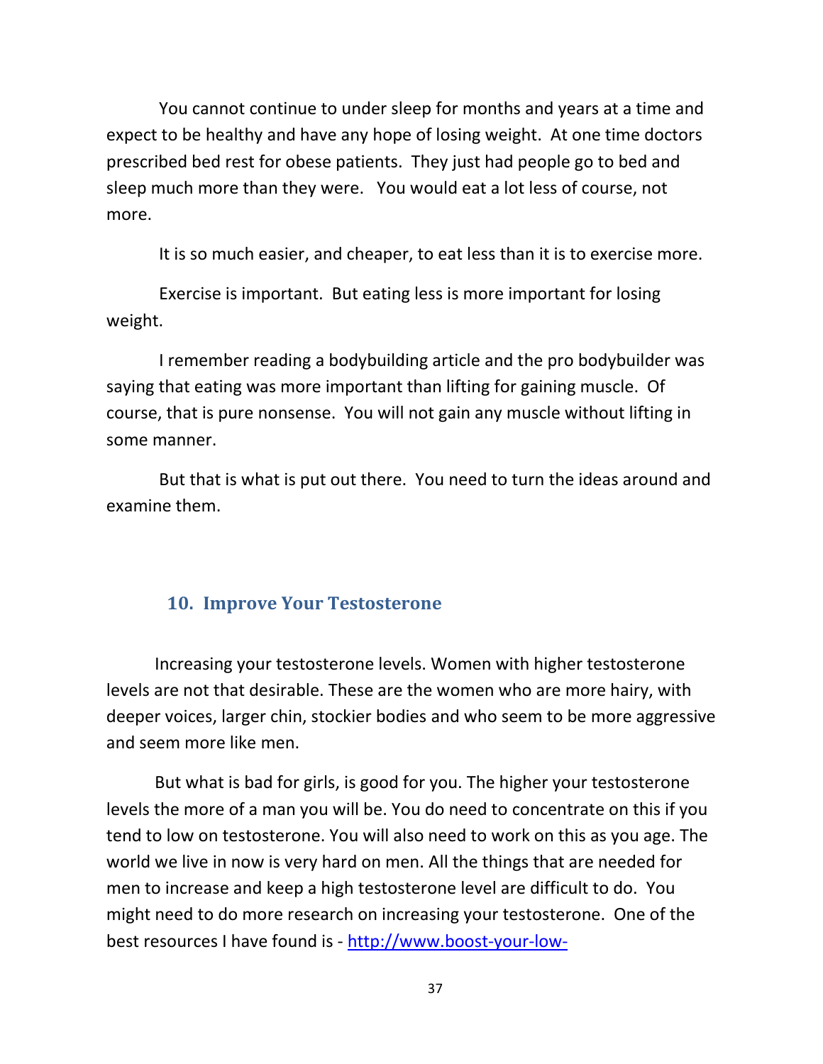You cannot continue to under sleep for months and years at a time and expect to be healthy and have any hope of losing weight. At one time doctors prescribed bed rest for obese patients. They just had people go to bed and sleep much more than they were. You would eat a lot less of course, not more.

It is so much easier, and cheaper, to eat less than it is to exercise more.

Exercise is important. But eating less is more important for losing weight.

I remember reading a bodybuilding article and the pro bodybuilder was saying that eating was more important than lifting for gaining muscle. Of course, that is pure nonsense. You will not gain any muscle without lifting in some manner.

But that is what is put out there. You need to turn the ideas around and examine them.

### 10. Improve Your Testosterone

Increasing your testosterone levels. Women with higher testosterone levels are not that desirable. These are the women who are more hairy, with deeper voices, larger chin, stockier bodies and who seem to be more aggressive and seem more like men.

But what is bad for girls, is good for you. The higher your testosterone levels the more of a man you will be. You do need to concentrate on this if you tend to low on testosterone. You will also need to work on this as you age. The world we live in now is very hard on men. All the things that are needed for men to increase and keep a high testosterone level are difficult to do. You might need to do more research on increasing your testosterone. One of the best resources I have found is - http://www.boost-your-low-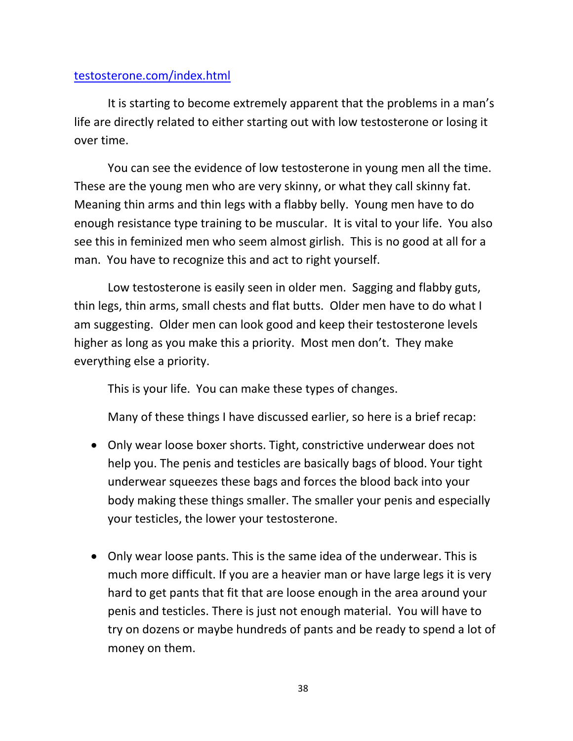testosterone.com/index.html

It is starting to become extremely apparent that the problems in a man's life are directly related to either starting out with low testosterone or losing it over time.

You can see the evidence of low testosterone in young men all the time. These are the young men who are very skinny, or what they call skinny fat. Meaning thin arms and thin legs with a flabby belly. Young men have to do enough resistance type training to be muscular. It is vital to your life. You also see this in feminized men who seem almost girlish. This is no good at all for a man. You have to recognize this and act to right yourself.

Low testosterone is easily seen in older men. Sagging and flabby guts, thin legs, thin arms, small chests and flat butts. Older men have to do what I am suggesting. Older men can look good and keep their testosterone levels higher as long as you make this a priority. Most men don't. They make everything else a priority.

This is your life. You can make these types of changes.

Many of these things I have discussed earlier, so here is a brief recap:

- Only wear loose boxer shorts. Tight, constrictive underwear does not help you. The penis and testicles are basically bags of blood. Your tight underwear squeezes these bags and forces the blood back into your body making these things smaller. The smaller your penis and especially your testicles, the lower your testosterone.

- Only wear loose pants. This is the same idea of the underwear. This is much more difficult. If you are a heavier man or have large legs it is very hard to get pants that fit that are loose enough in the area around your penis and testicles. There is just not enough material. You will have to try on dozens or maybe hundreds of pants and be ready to spend a lot of money on them.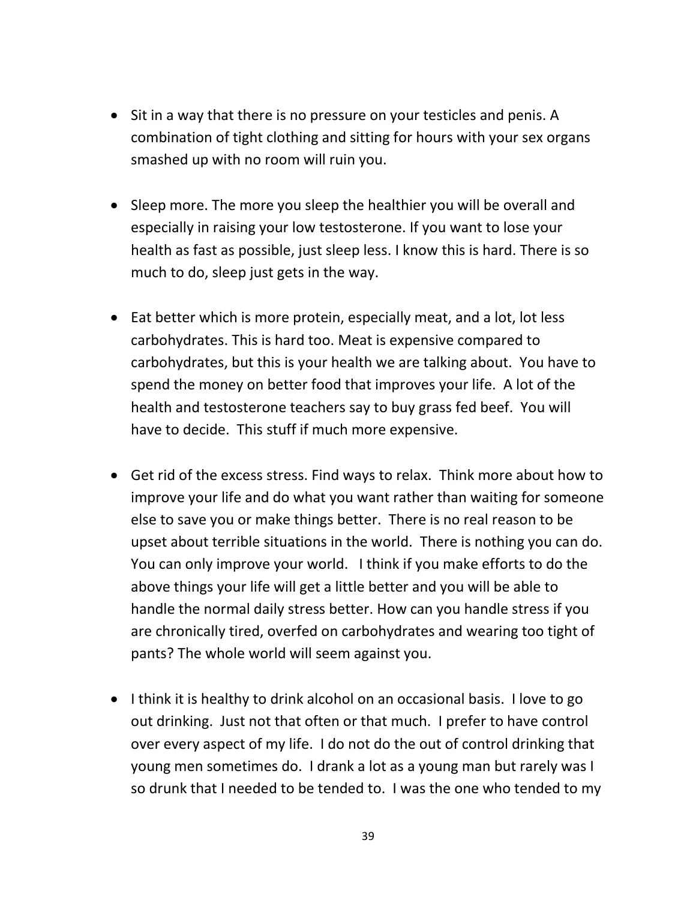- Sit in a way that there is no pressure on your testicles and penis. A combination of tight clothing and sitting for hours with your sex organs smashed up with no room will ruin you.

- Sleep more. The more you sleep the healthier you will be overall and especially in raising your low testosterone. If you want to lose your health as fast as possible, just sleep less. I know this is hard. There is so much to do, sleep just gets in the way.

- Eat better which is more protein, especially meat, and a lot, lot less carbohydrates. This is hard too. Meat is expensive compared to carbohydrates, but this is your health we are talking about. You have to spend the money on better food that improves your life. A lot of the health and testosterone teachers say to buy grass fed beef. You will have to decide. This stuff if much more expensive.

- Get rid of the excess stress. Find ways to relax. Think more about how to improve your life and do what you want rather than waiting for someone else to save you or make things better. There is no real reason to be upset about terrible situations in the world. There is nothing you can do. You can only improve your world. I think if you make efforts to do the above things your life will get a little better and you will be able to handle the normal daily stress better. How can you handle stress if you are chronically tired, overfed on carbohydrates and wearing too tight of pants? The whole world will seem against you.

- I think it is healthy to drink alcohol on an occasional basis. I love to go out drinking. Just not that often or that much. I prefer to have control over every aspect of my life. I do not do the out of control drinking that young men sometimes do. I drank a lot as a young man but rarely was I so drunk that I needed to be tended to. I was the one who tended to my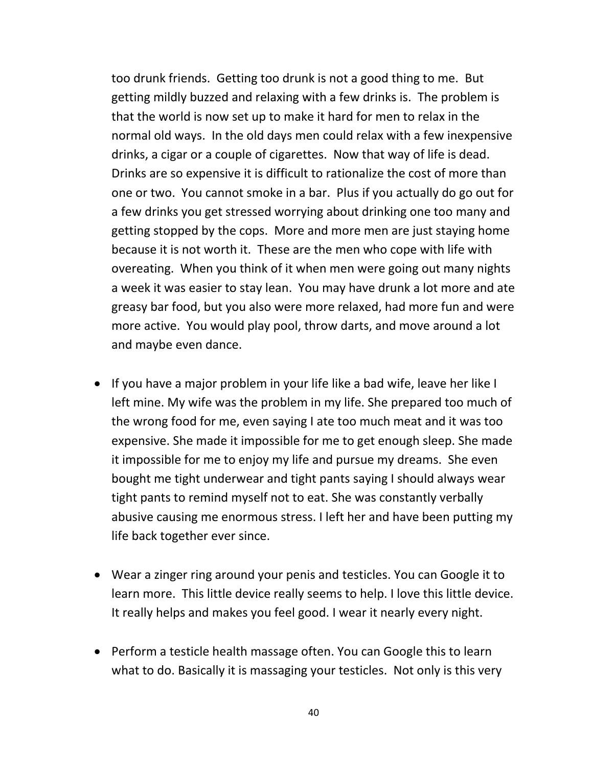too drunk friends. Getting too drunk is not a good thing to me. But getting mildly buzzed and relaxing with a few drinks is. The problem is that the world is now set up to make it hard for men to relax in the normal old ways. In the old days men could relax with a few inexpensive drinks, a cigar or a couple of cigarettes. Now that way of life is dead. Drinks are so expensive it is difficult to rationalize the cost of more than one or two. You cannot smoke in a bar. Plus if you actually do go out for a few drinks you get stressed worrying about drinking one too many and getting stopped by the cops. More and more men are just staying home because it is not worth it. These are the men who cope with life with overeating. When you think of it when men were going out many nights a week it was easier to stay lean. You may have drunk a lot more and ate greasy bar food, but you also were more relaxed, had more fun and were more active. You would play pool, throw darts, and move around a lot and maybe even dance.

- If you have a major problem in your life like a bad wife, leave her like I left mine. My wife was the problem in my life. She prepared too much of the wrong food for me, even saying I ate too much meat and it was too expensive. She made it impossible for me to get enough sleep. She made it impossible for me to enjoy my life and pursue my dreams. She even bought me tight underwear and tight pants saying I should always wear tight pants to remind myself not to eat. She was constantly verbally abusive causing me enormous stress. I left her and have been putting my life back together ever since.

- Wear a zinger ring around your penis and testicles. You can Google it to learn more. This little device really seems to help. I love this little device. It really helps and makes you feel good. I wear it nearly every night.

- Perform a testicle health massage often. You can Google this to learn what to do. Basically it is massaging your testicles. Not only is this very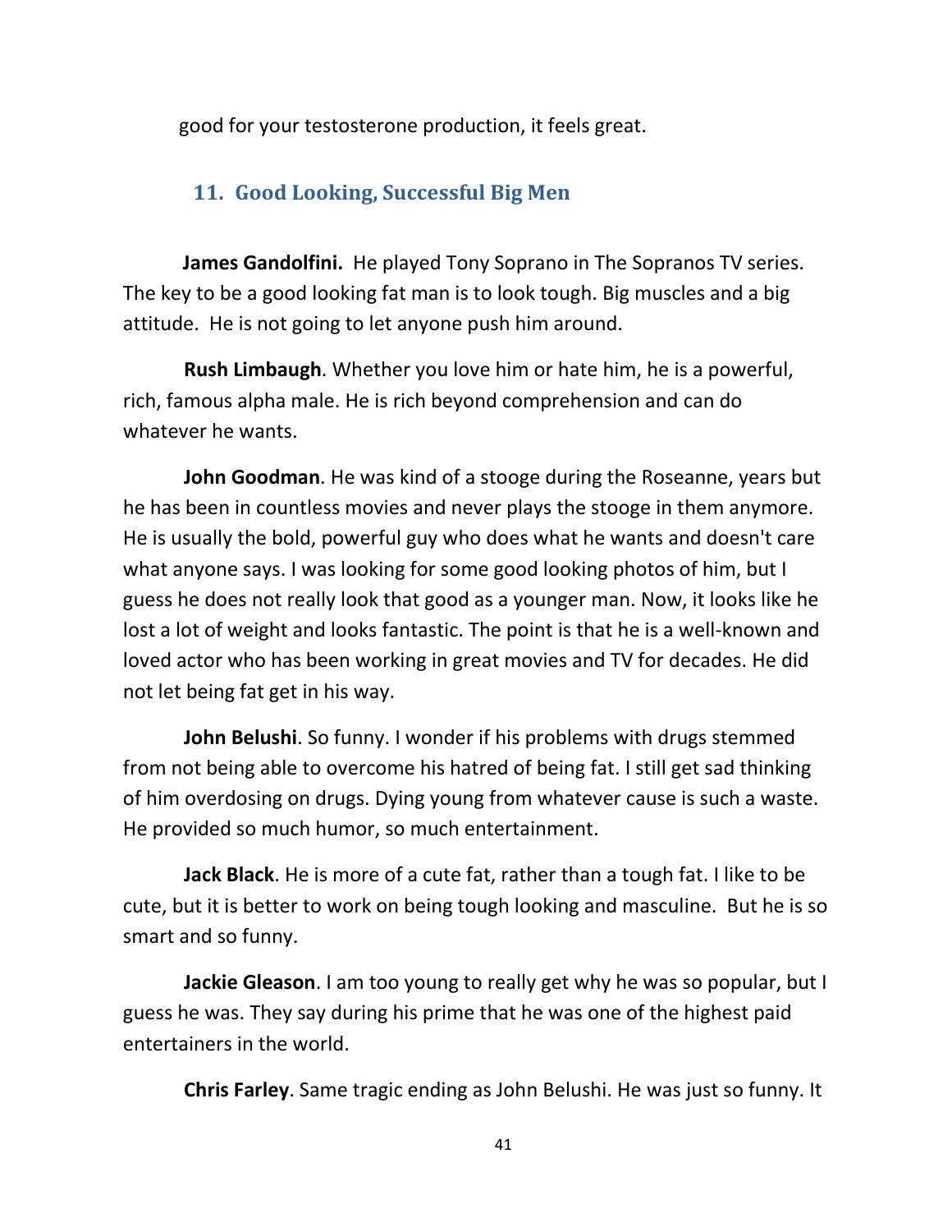good for your testosterone production, it feels great.

## 11. Good Looking, Successful Big Men

**James Gandolfini.** He played Tony Soprano in The Sopranos TV series. The key to be a good looking fat man is to look tough. Big muscles and a big attitude. He is not going to let anyone push him around.

**Rush Limbaugh**. Whether you love him or hate him, he is a powerful, rich, famous alpha male. He is rich beyond comprehension and can do whatever he wants.

**John Goodman**. He was kind of a stooge during the Roseanne, years but he has been in countless movies and never plays the stooge in them anymore. He is usually the bold, powerful guy who does what he wants and doesn't care what anyone says. I was looking for some good looking photos of him, but I guess he does not really look that good as a younger man. Now, it looks like he lost a lot of weight and looks fantastic. The point is that he is a well-known and loved actor who has been working in great movies and TV for decades. He did not let being fat get in his way.

**John Belushi**. So funny. I wonder if his problems with drugs stemmed from not being able to overcome his hatred of being fat. I still get sad thinking of him overdosing on drugs. Dying young from whatever cause is such a waste. He provided so much humor, so much entertainment.

**Jack Black**. He is more of a cute fat, rather than a tough fat. I like to be cute, but it is better to work on being tough looking and masculine. But he is so smart and so funny.

**Jackie Gleason**. I am too young to really get why he was so popular, but I guess he was. They say during his prime that he was one of the highest paid entertainers in the world.

**Chris Farley**. Same tragic ending as John Belushi. He was just so funny. It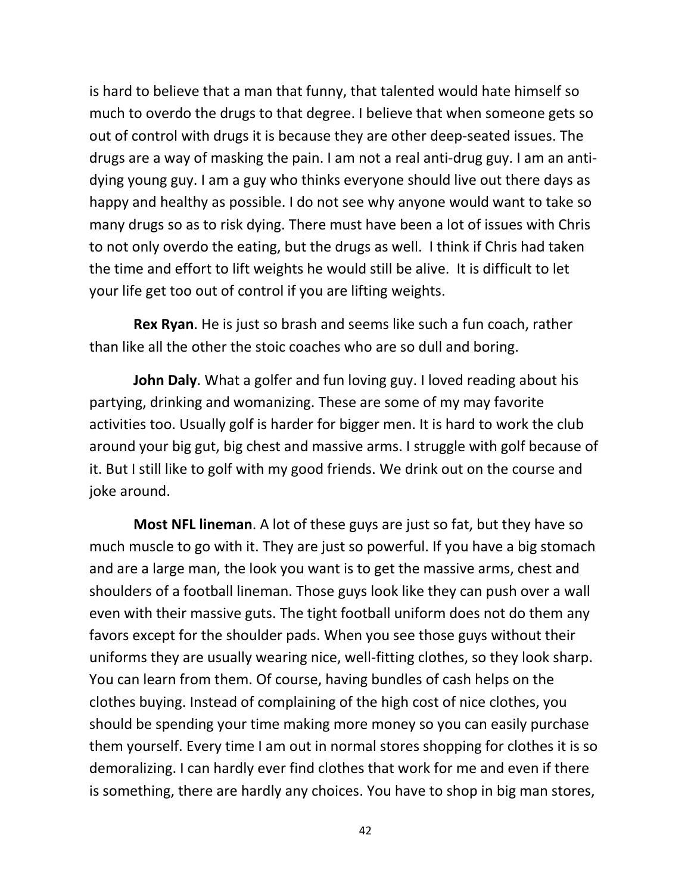is hard to believe that a man that funny, that talented would hate himself so much to overdo the drugs to that degree. I believe that when someone gets so out of control with drugs it is because they are other deep-seated issues. The drugs are a way of masking the pain. I am not a real anti-drug guy. I am an anti-dying young guy. I am a guy who thinks everyone should live out there days as happy and healthy as possible. I do not see why anyone would want to take so many drugs so as to risk dying. There must have been a lot of issues with Chris to not only overdo the eating, but the drugs as well. I think if Chris had taken the time and effort to lift weights he would still be alive. It is difficult to let your life get too out of control if you are lifting weights.

**Rex Ryan**. He is just so brash and seems like such a fun coach, rather than like all the other the stoic coaches who are so dull and boring.

**John Daly**. What a golfer and fun loving guy. I loved reading about his partying, drinking and womanizing. These are some of my may favorite activities too. Usually golf is harder for bigger men. It is hard to work the club around your big gut, big chest and massive arms. I struggle with golf because of it. But I still like to golf with my good friends. We drink out on the course and joke around.

**Most NFL lineman**. A lot of these guys are just so fat, but they have so much muscle to go with it. They are just so powerful. If you have a big stomach and are a large man, the look you want is to get the massive arms, chest and shoulders of a football lineman. Those guys look like they can push over a wall even with their massive guts. The tight football uniform does not do them any favors except for the shoulder pads. When you see those guys without their uniforms they are usually wearing nice, well-fitting clothes, so they look sharp. You can learn from them. Of course, having bundles of cash helps on the clothes buying. Instead of complaining of the high cost of nice clothes, you should be spending your time making more money so you can easily purchase them yourself. Every time I am out in normal stores shopping for clothes it is so demoralizing. I can hardly ever find clothes that work for me and even if there is something, there are hardly any choices. You have to shop in big man stores,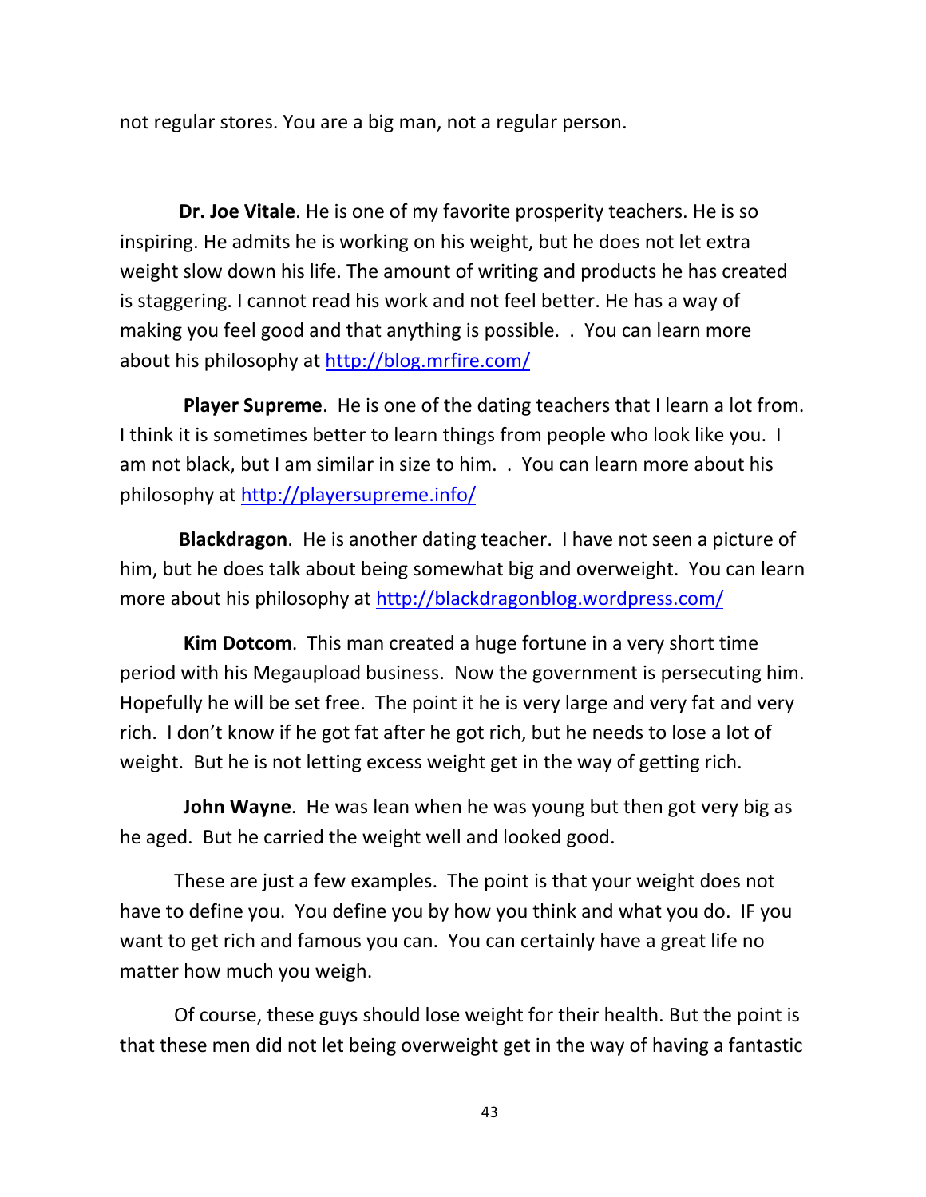not regular stores. You are a big man, not a regular person.

**Dr. Joe Vitale**. He is one of my favorite prosperity teachers. He is so inspiring. He admits he is working on his weight, but he does not let extra weight slow down his life. The amount of writing and products he has created is staggering. I cannot read his work and not feel better. He has a way of making you feel good and that anything is possible. . You can learn more about his philosophy at [http://blog.mrfire.com/](http://blog.mrfire.com/)

**Player Supreme**. He is one of the dating teachers that I learn a lot from. I think it is sometimes better to learn things from people who look like you. I am not black, but I am similar in size to him. . You can learn more about his philosophy at [http://playersupreme.info/](http://playersupreme.info/)

**Blackdragon**. He is another dating teacher. I have not seen a picture of him, but he does talk about being somewhat big and overweight. You can learn more about his philosophy at [http://blackdragonblog.wordpress.com/](http://blackdragonblog.wordpress.com/)

**Kim Dotcom**. This man created a huge fortune in a very short time period with his Megaupload business. Now the government is persecuting him. Hopefully he will be set free. The point it he is very large and very fat and very rich. I don't know if he got fat after he got rich, but he needs to lose a lot of weight. But he is not letting excess weight get in the way of getting rich.

**John Wayne**. He was lean when he was young but then got very big as he aged. But he carried the weight well and looked good.

These are just a few examples. The point is that your weight does not have to define you. You define you by how you think and what you do. IF you want to get rich and famous you can. You can certainly have a great life no matter how much you weigh.

Of course, these guys should lose weight for their health. But the point is that these men did not let being overweight get in the way of having a fantastic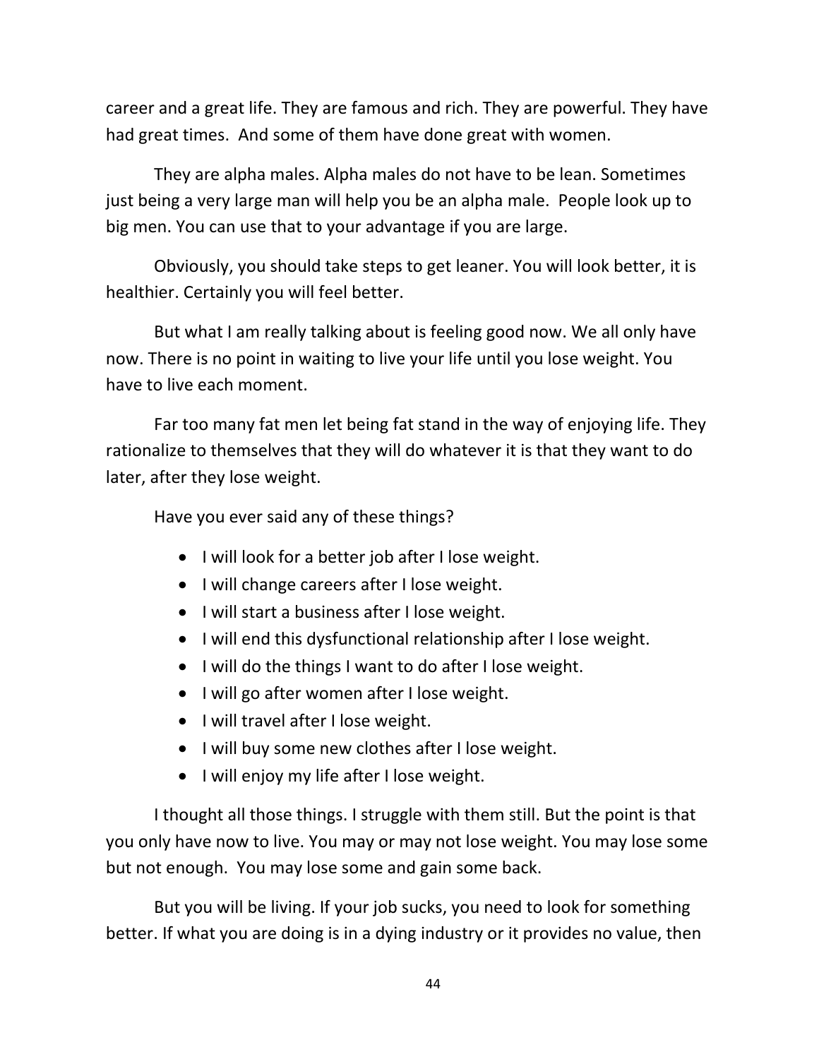career and a great life. They are famous and rich. They are powerful. They have had great times. And some of them have done great with women.

They are alpha males. Alpha males do not have to be lean. Sometimes just being a very large man will help you be an alpha male. People look up to big men. You can use that to your advantage if you are large.

Obviously, you should take steps to get leaner. You will look better, it is healthier. Certainly you will feel better.

But what I am really talking about is feeling good now. We all only have now. There is no point in waiting to live your life until you lose weight. You have to live each moment.

Far too many fat men let being fat stand in the way of enjoying life. They rationalize to themselves that they will do whatever it is that they want to do later, after they lose weight.

Have you ever said any of these things?

- I will look for a better job after I lose weight.
- I will change careers after I lose weight.
- I will start a business after I lose weight.
- I will end this dysfunctional relationship after I lose weight.
- I will do the things I want to do after I lose weight.
- I will go after women after I lose weight.
- I will travel after I lose weight.
- I will buy some new clothes after I lose weight.
- I will enjoy my life after I lose weight.

I thought all those things. I struggle with them still. But the point is that you only have now to live. You may or may not lose weight. You may lose some but not enough. You may lose some and gain some back.

But you will be living. If your job sucks, you need to look for something better. If what you are doing is in a dying industry or it provides no value, then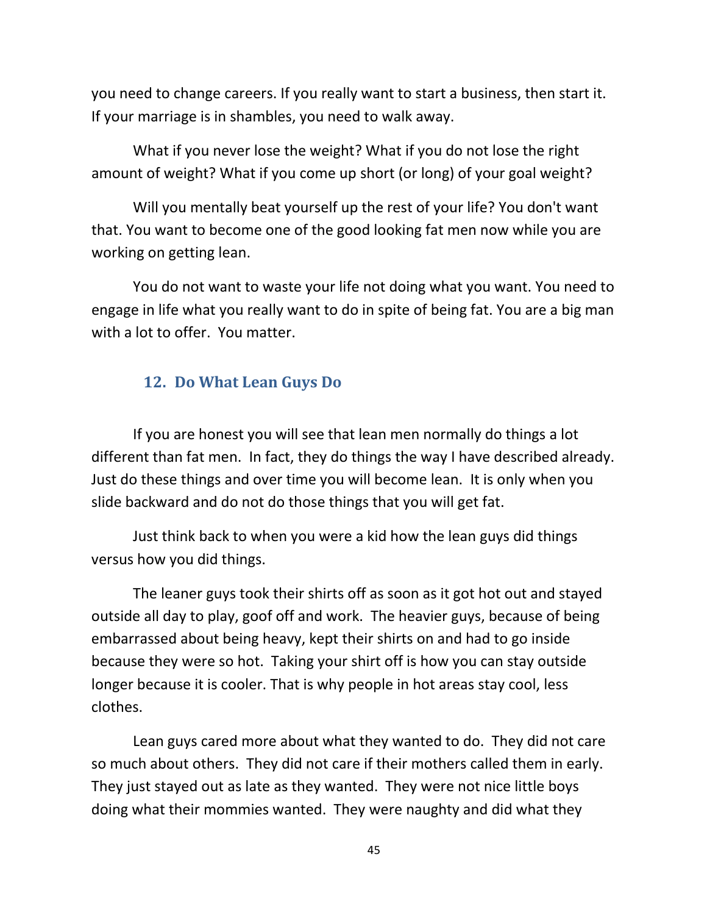you need to change careers. If you really want to start a business, then start it. If your marriage is in shambles, you need to walk away.

What if you never lose the weight? What if you do not lose the right amount of weight? What if you come up short (or long) of your goal weight?

Will you mentally beat yourself up the rest of your life? You don't want that. You want to become one of the good looking fat men now while you are working on getting lean.

You do not want to waste your life not doing what you want. You need to engage in life what you really want to do in spite of being fat. You are a big man with a lot to offer. You matter.

## 12. Do What Lean Guys Do

If you are honest you will see that lean men normally do things a lot different than fat men. In fact, they do things the way I have described already. Just do these things and over time you will become lean. It is only when you slide backward and do not do those things that you will get fat.

Just think back to when you were a kid how the lean guys did things versus how you did things.

The leaner guys took their shirts off as soon as it got hot out and stayed outside all day to play, goof off and work. The heavier guys, because of being embarrassed about being heavy, kept their shirts on and had to go inside because they were so hot. Taking your shirt off is how you can stay outside longer because it is cooler. That is why people in hot areas stay cool, less clothes.

Lean guys cared more about what they wanted to do. They did not care so much about others. They did not care if their mothers called them in early. They just stayed out as late as they wanted. They were not nice little boys doing what their mommies wanted. They were naughty and did what they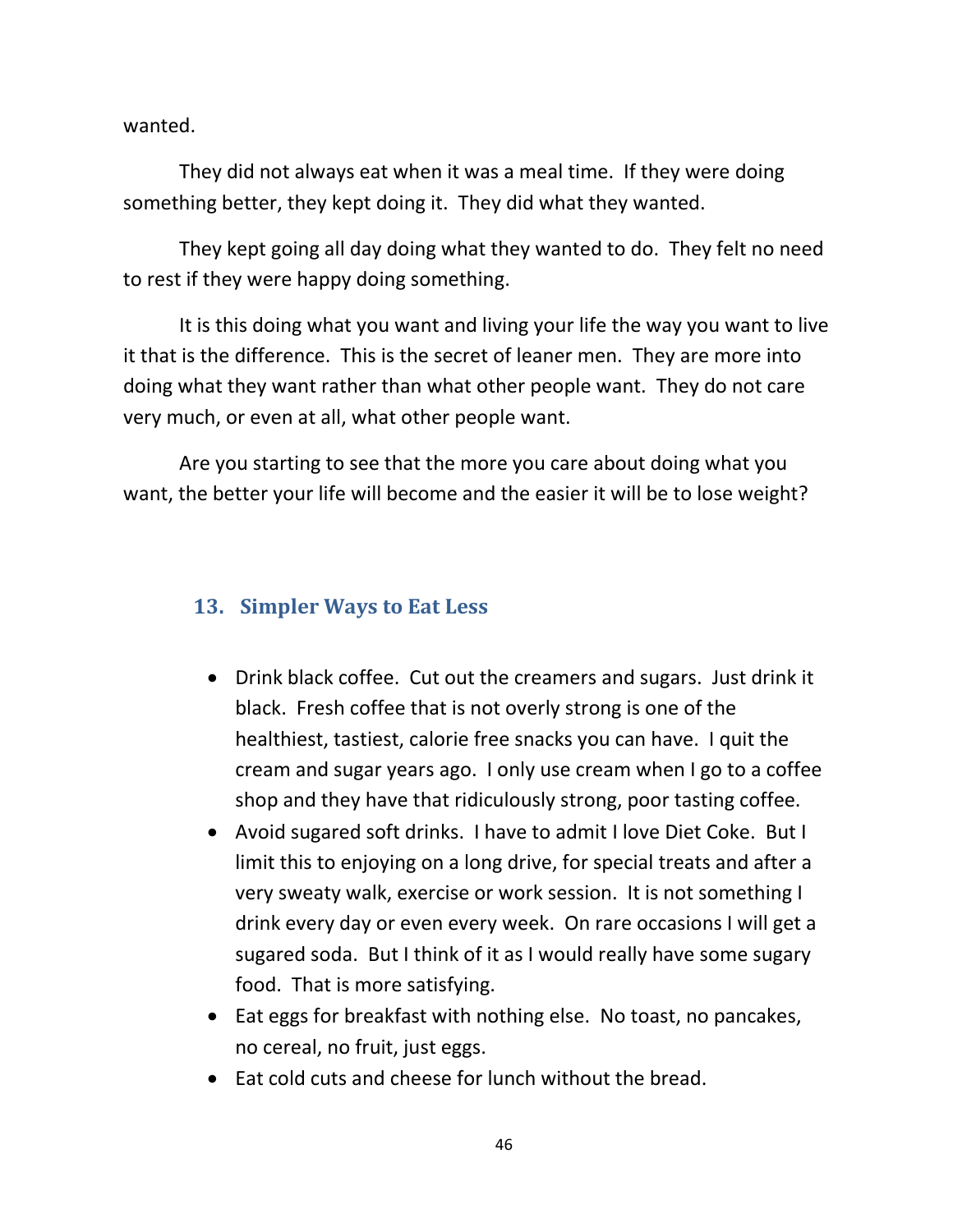wanted.

They did not always eat when it was a meal time. If they were doing something better, they kept doing it. They did what they wanted.

They kept going all day doing what they wanted to do. They felt no need to rest if they were happy doing something.

It is this doing what you want and living your life the way you want to live it that is the difference. This is the secret of leaner men. They are more into doing what they want rather than what other people want. They do not care very much, or even at all, what other people want.

Are you starting to see that the more you care about doing what you want, the better your life will become and the easier it will be to lose weight?

## 13. Simpler Ways to Eat Less

- Drink black coffee. Cut out the creamers and sugars. Just drink it black. Fresh coffee that is not overly strong is one of the healthiest, tastiest, calorie free snacks you can have. I quit the cream and sugar years ago. I only use cream when I go to a coffee shop and they have that ridiculously strong, poor tasting coffee.
- Avoid sugared soft drinks. I have to admit I love Diet Coke. But I limit this to enjoying on a long drive, for special treats and after a very sweaty walk, exercise or work session. It is not something I drink every day or even every week. On rare occasions I will get a sugared soda. But I think of it as I would really have some sugary food. That is more satisfying.
- Eat eggs for breakfast with nothing else. No toast, no pancakes, no cereal, no fruit, just eggs.
- Eat cold cuts and cheese for lunch without the bread.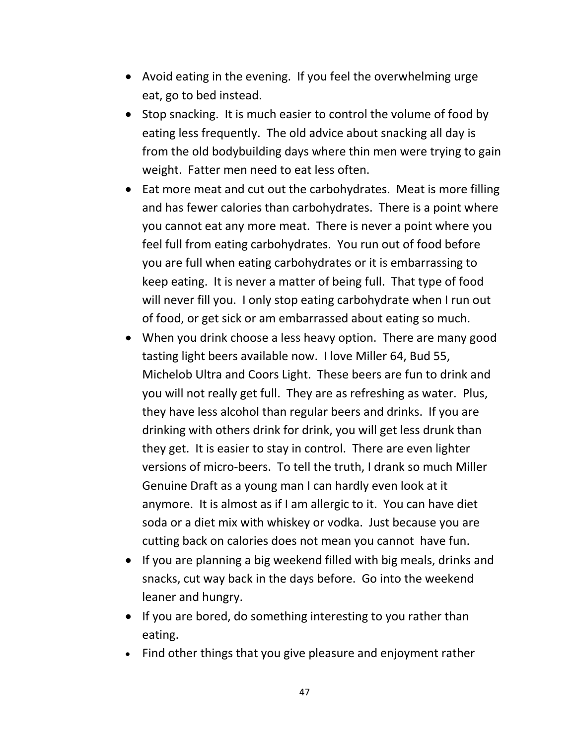- Avoid eating in the evening. If you feel the overwhelming urge eat, go to bed instead.
- Stop snacking. It is much easier to control the volume of food by eating less frequently. The old advice about snacking all day is from the old bodybuilding days where thin men were trying to gain weight. Fatter men need to eat less often.
- Eat more meat and cut out the carbohydrates. Meat is more filling and has fewer calories than carbohydrates. There is a point where you cannot eat any more meat. There is never a point where you feel full from eating carbohydrates. You run out of food before you are full when eating carbohydrates or it is embarrassing to keep eating. It is never a matter of being full. That type of food will never fill you. I only stop eating carbohydrate when I run out of food, or get sick or am embarrassed about eating so much.
- When you drink choose a less heavy option. There are many good tasting light beers available now. I love Miller 64, Bud 55, Michelob Ultra and Coors Light. These beers are fun to drink and you will not really get full. They are as refreshing as water. Plus, they have less alcohol than regular beers and drinks. If you are drinking with others drink for drink, you will get less drunk than they get. It is easier to stay in control. There are even lighter versions of micro-beers. To tell the truth, I drank so much Miller Genuine Draft as a young man I can hardly even look at it anymore. It is almost as if I am allergic to it. You can have diet soda or a diet mix with whiskey or vodka. Just because you are cutting back on calories does not mean you cannot have fun.
- If you are planning a big weekend filled with big meals, drinks and snacks, cut way back in the days before. Go into the weekend leaner and hungry.
- If you are bored, do something interesting to you rather than eating.
- Find other things that you give pleasure and enjoyment rather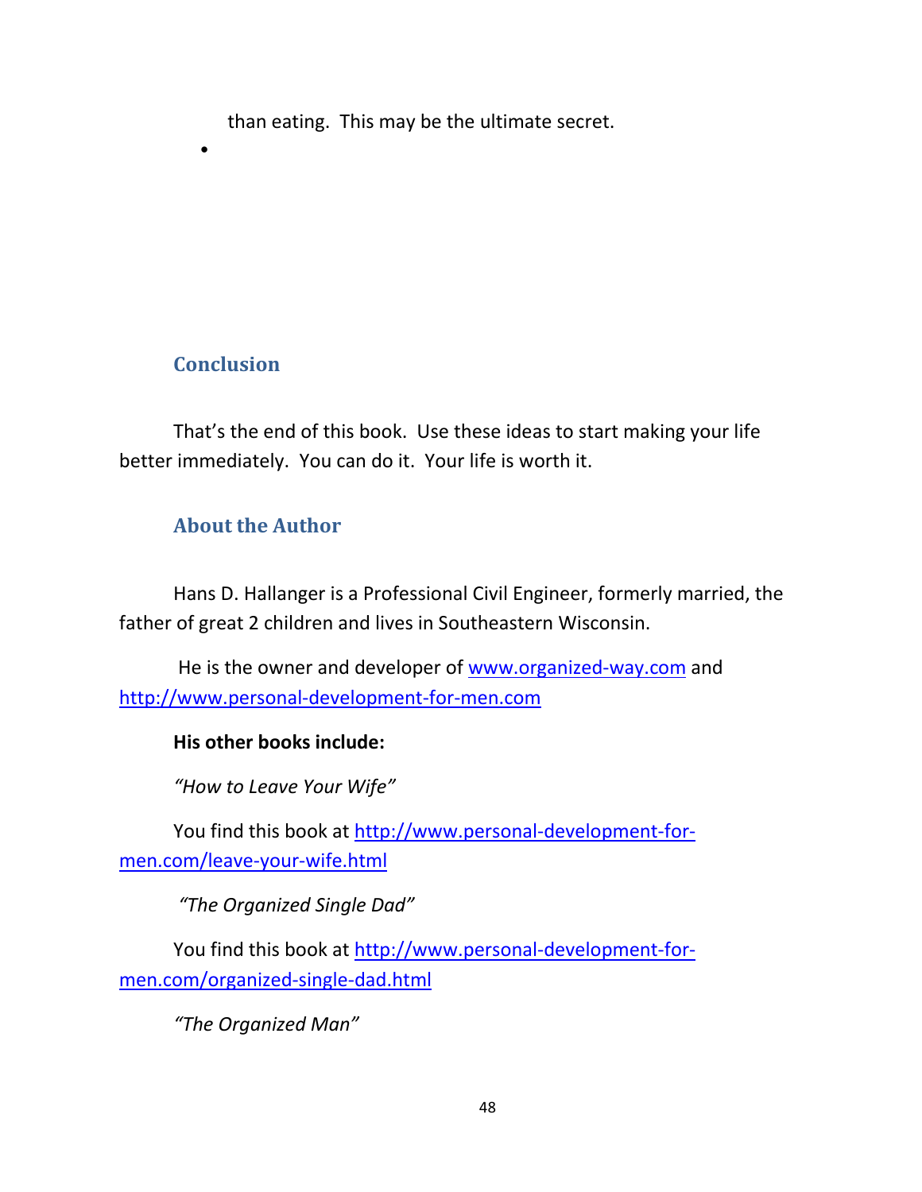than eating.  This may be the ultimate secret.

- 

## Conclusion

That's the end of this book.  Use these ideas to start making your life better immediately.  You can do it.  Your life is worth it.

## About the Author

Hans D. Hallanger is a Professional Civil Engineer, formerly married, the father of great 2 children and lives in Southeastern Wisconsin.

He is the owner and developer of www.organized-way.com and http://www.personal-development-for-men.com

**His other books include:**

*"How to Leave Your Wife"*

You find this book at http://www.personal-development-for-men.com/leave-your-wife.html

*"The Organized Single Dad"*

You find this book at http://www.personal-development-for-men.com/organized-single-dad.html

*"The Organized Man"*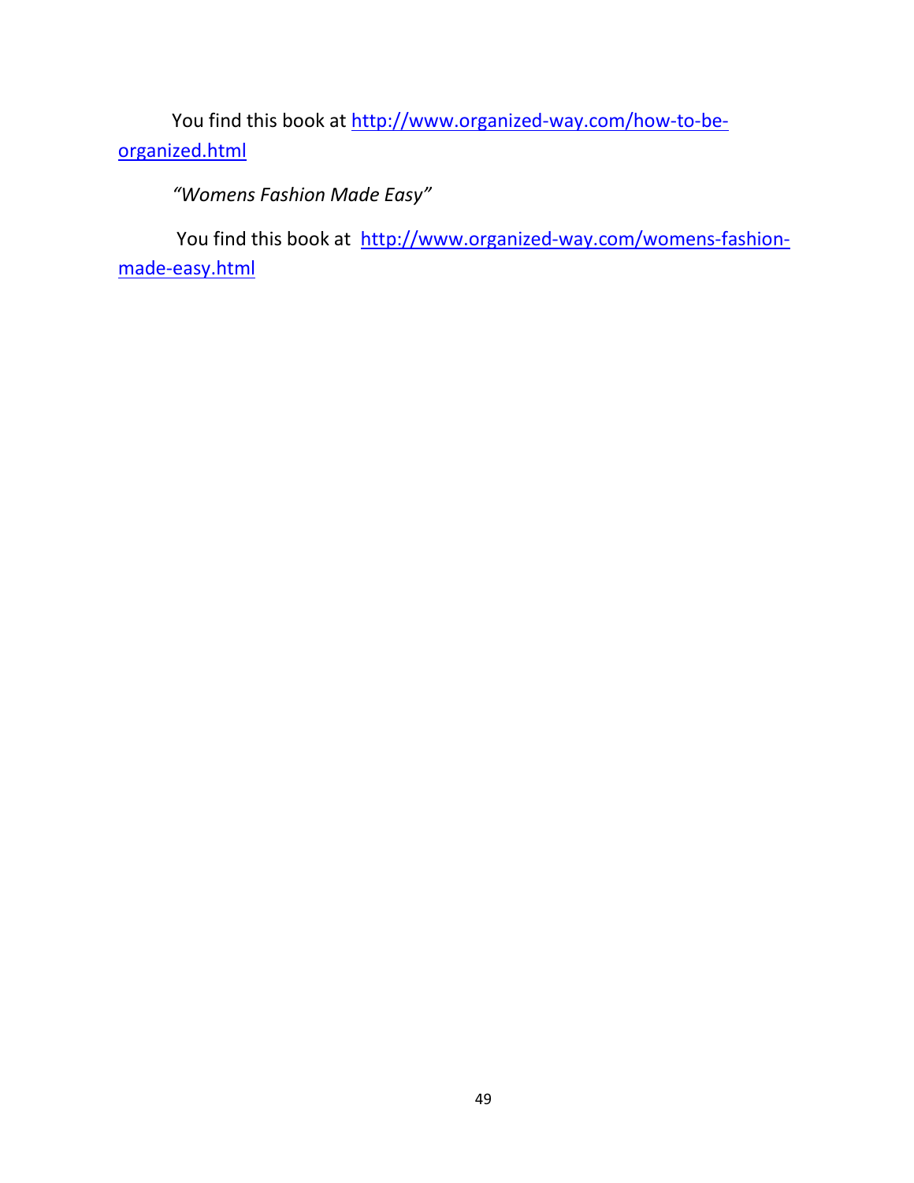You find this book at [http://www.organized-way.com/how-to-be-organized.html](http://www.organized-way.com/how-to-be-organized.html)

*"Womens Fashion Made Easy"*

You find this book at [http://www.organized-way.com/womens-fashion-made-easy.html](http://www.organized-way.com/womens-fashion-made-easy.html)